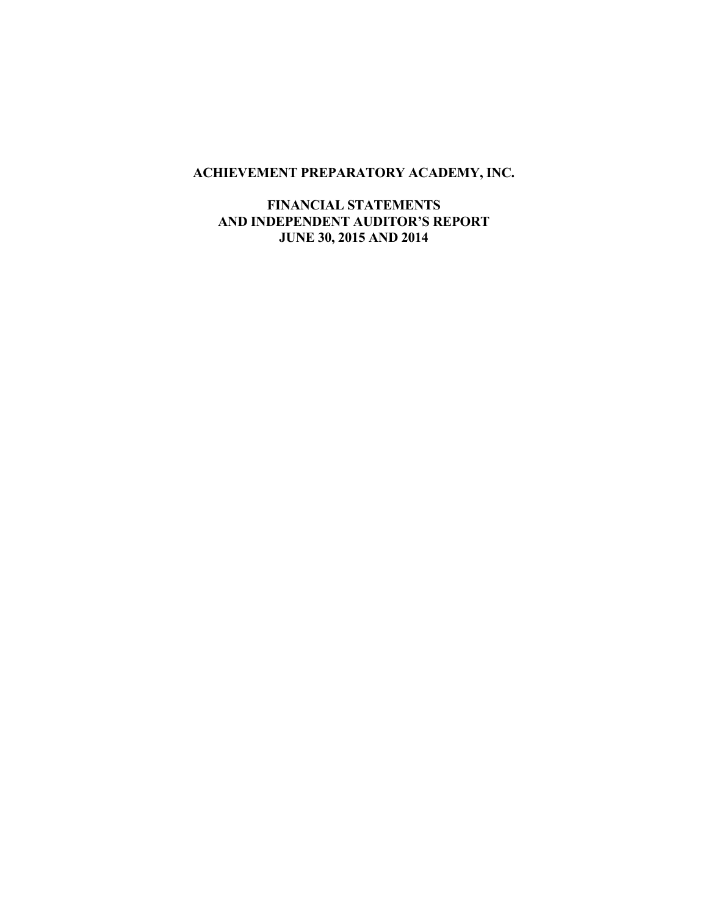# ACHIEVEMENT PREPARATORY ACADEMY, INC.

## FINANCIAL STATEMENTS
## AND INDEPENDENT AUDITOR'S REPORT
## JUNE 30, 2015 AND 2014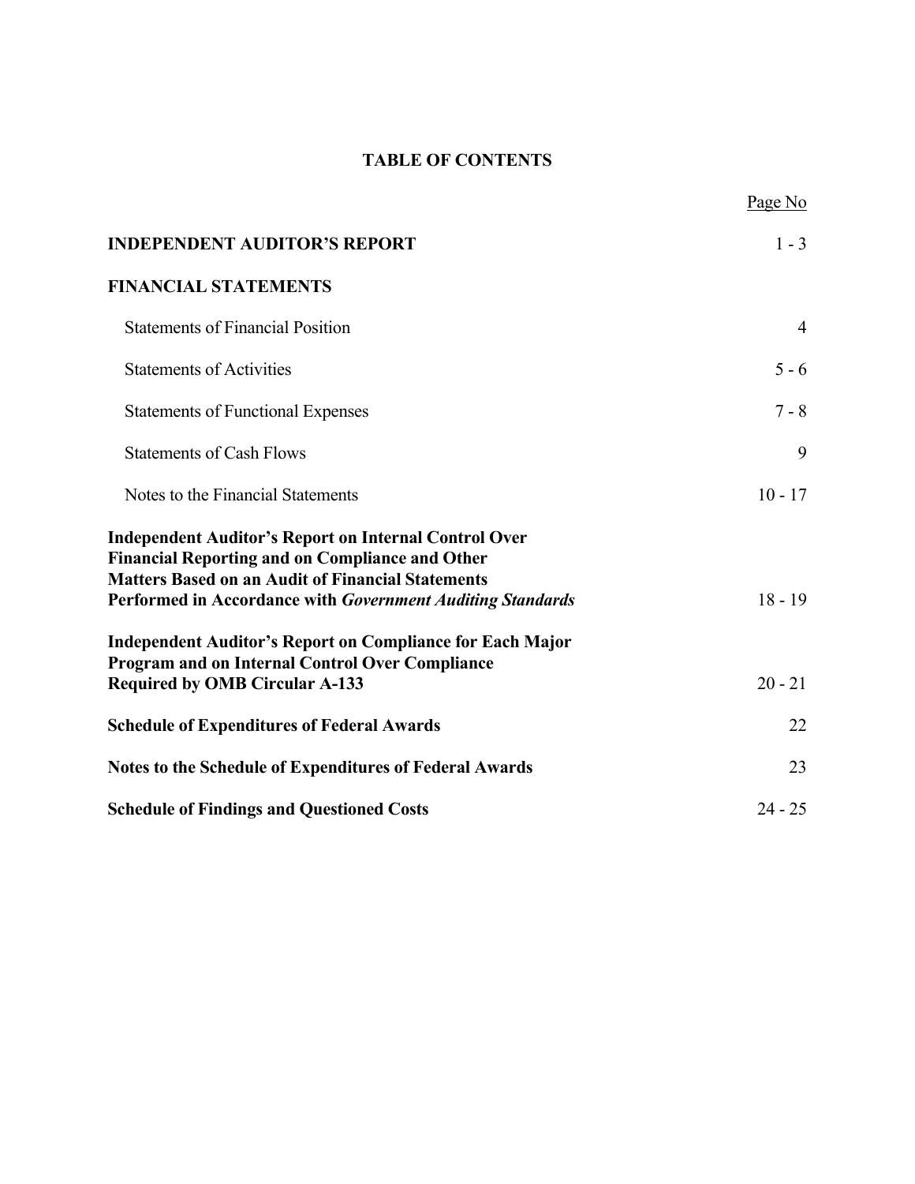# TABLE OF CONTENTS

| | Page No |
|---|---|
| **INDEPENDENT AUDITOR'S REPORT** | 1 - 3 |
| **FINANCIAL STATEMENTS** | |
| Statements of Financial Position | 4 |
| Statements of Activities | 5 - 6 |
| Statements of Functional Expenses | 7 - 8 |
| Statements of Cash Flows | 9 |
| Notes to the Financial Statements | 10 - 17 |
| **Independent Auditor's Report on Internal Control Over Financial Reporting and on Compliance and Other Matters Based on an Audit of Financial Statements Performed in Accordance with *Government Auditing Standards*** | 18 - 19 |
| **Independent Auditor's Report on Compliance for Each Major Program and on Internal Control Over Compliance Required by OMB Circular A-133** | 20 - 21 |
| **Schedule of Expenditures of Federal Awards** | 22 |
| **Notes to the Schedule of Expenditures of Federal Awards** | 23 |
| **Schedule of Findings and Questioned Costs** | 24 - 25 |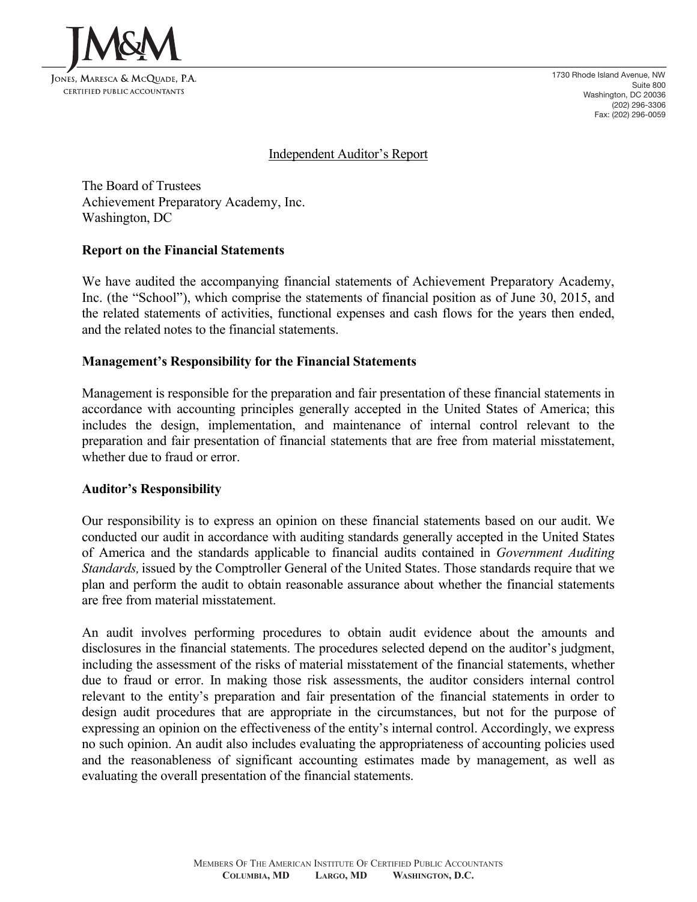JM&M

Jones, Maresca & McQuade, P.A.
CERTIFIED PUBLIC ACCOUNTANTS

1730 Rhode Island Avenue, NW
Suite 800
Washington, DC 20036
(202) 296-3306
Fax: (202) 296-0059

# Independent Auditor's Report

The Board of Trustees
Achievement Preparatory Academy, Inc.
Washington, DC

**Report on the Financial Statements**

We have audited the accompanying financial statements of Achievement Preparatory Academy, Inc. (the "School"), which comprise the statements of financial position as of June 30, 2015, and the related statements of activities, functional expenses and cash flows for the years then ended, and the related notes to the financial statements.

**Management's Responsibility for the Financial Statements**

Management is responsible for the preparation and fair presentation of these financial statements in accordance with accounting principles generally accepted in the United States of America; this includes the design, implementation, and maintenance of internal control relevant to the preparation and fair presentation of financial statements that are free from material misstatement, whether due to fraud or error.

**Auditor's Responsibility**

Our responsibility is to express an opinion on these financial statements based on our audit. We conducted our audit in accordance with auditing standards generally accepted in the United States of America and the standards applicable to financial audits contained in *Government Auditing Standards,* issued by the Comptroller General of the United States. Those standards require that we plan and perform the audit to obtain reasonable assurance about whether the financial statements are free from material misstatement.

An audit involves performing procedures to obtain audit evidence about the amounts and disclosures in the financial statements. The procedures selected depend on the auditor's judgment, including the assessment of the risks of material misstatement of the financial statements, whether due to fraud or error. In making those risk assessments, the auditor considers internal control relevant to the entity's preparation and fair presentation of the financial statements in order to design audit procedures that are appropriate in the circumstances, but not for the purpose of expressing an opinion on the effectiveness of the entity's internal control. Accordingly, we express no such opinion. An audit also includes evaluating the appropriateness of accounting policies used and the reasonableness of significant accounting estimates made by management, as well as evaluating the overall presentation of the financial statements.

Members Of The American Institute Of Certified Public Accountants
**Columbia, MD Largo, MD Washington, D.C.**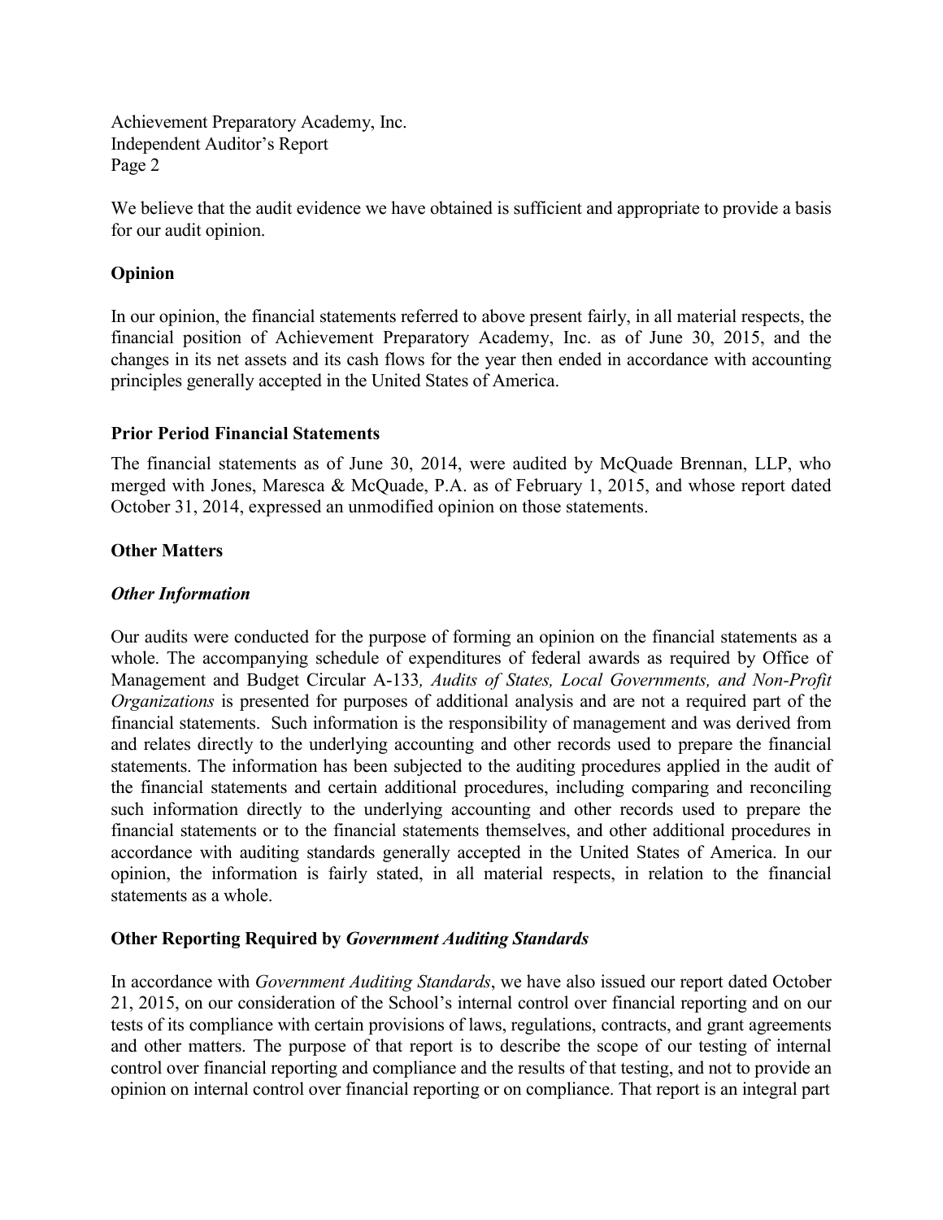We believe that the audit evidence we have obtained is sufficient and appropriate to provide a basis for our audit opinion.

## Opinion

In our opinion, the financial statements referred to above present fairly, in all material respects, the financial position of Achievement Preparatory Academy, Inc. as of June 30, 2015, and the changes in its net assets and its cash flows for the year then ended in accordance with accounting principles generally accepted in the United States of America.

## Prior Period Financial Statements

The financial statements as of June 30, 2014, were audited by McQuade Brennan, LLP, who merged with Jones, Maresca & McQuade, P.A. as of February 1, 2015, and whose report dated October 31, 2014, expressed an unmodified opinion on those statements.

## Other Matters

### *Other Information*

Our audits were conducted for the purpose of forming an opinion on the financial statements as a whole. The accompanying schedule of expenditures of federal awards as required by Office of Management and Budget Circular A-133*, Audits of States, Local Governments, and Non-Profit Organizations* is presented for purposes of additional analysis and are not a required part of the financial statements. Such information is the responsibility of management and was derived from and relates directly to the underlying accounting and other records used to prepare the financial statements. The information has been subjected to the auditing procedures applied in the audit of the financial statements and certain additional procedures, including comparing and reconciling such information directly to the underlying accounting and other records used to prepare the financial statements or to the financial statements themselves, and other additional procedures in accordance with auditing standards generally accepted in the United States of America. In our opinion, the information is fairly stated, in all material respects, in relation to the financial statements as a whole.

## Other Reporting Required by *Government Auditing Standards*

In accordance with *Government Auditing Standards*, we have also issued our report dated October 21, 2015, on our consideration of the School's internal control over financial reporting and on our tests of its compliance with certain provisions of laws, regulations, contracts, and grant agreements and other matters. The purpose of that report is to describe the scope of our testing of internal control over financial reporting and compliance and the results of that testing, and not to provide an opinion on internal control over financial reporting or on compliance. That report is an integral part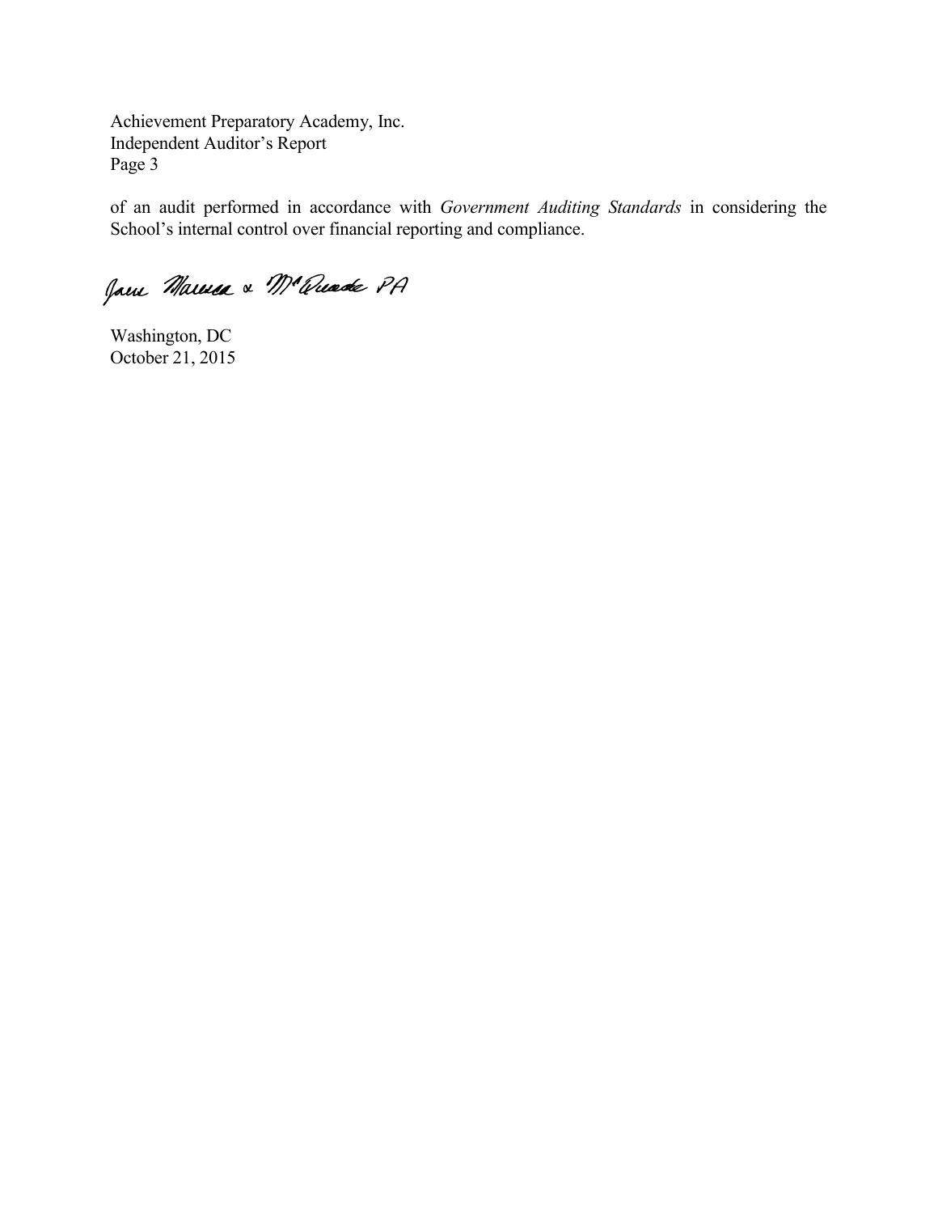of an audit performed in accordance with *Government Auditing Standards* in considering the School's internal control over financial reporting and compliance.

Jones Marrera & McQuade PA

Washington, DC
October 21, 2015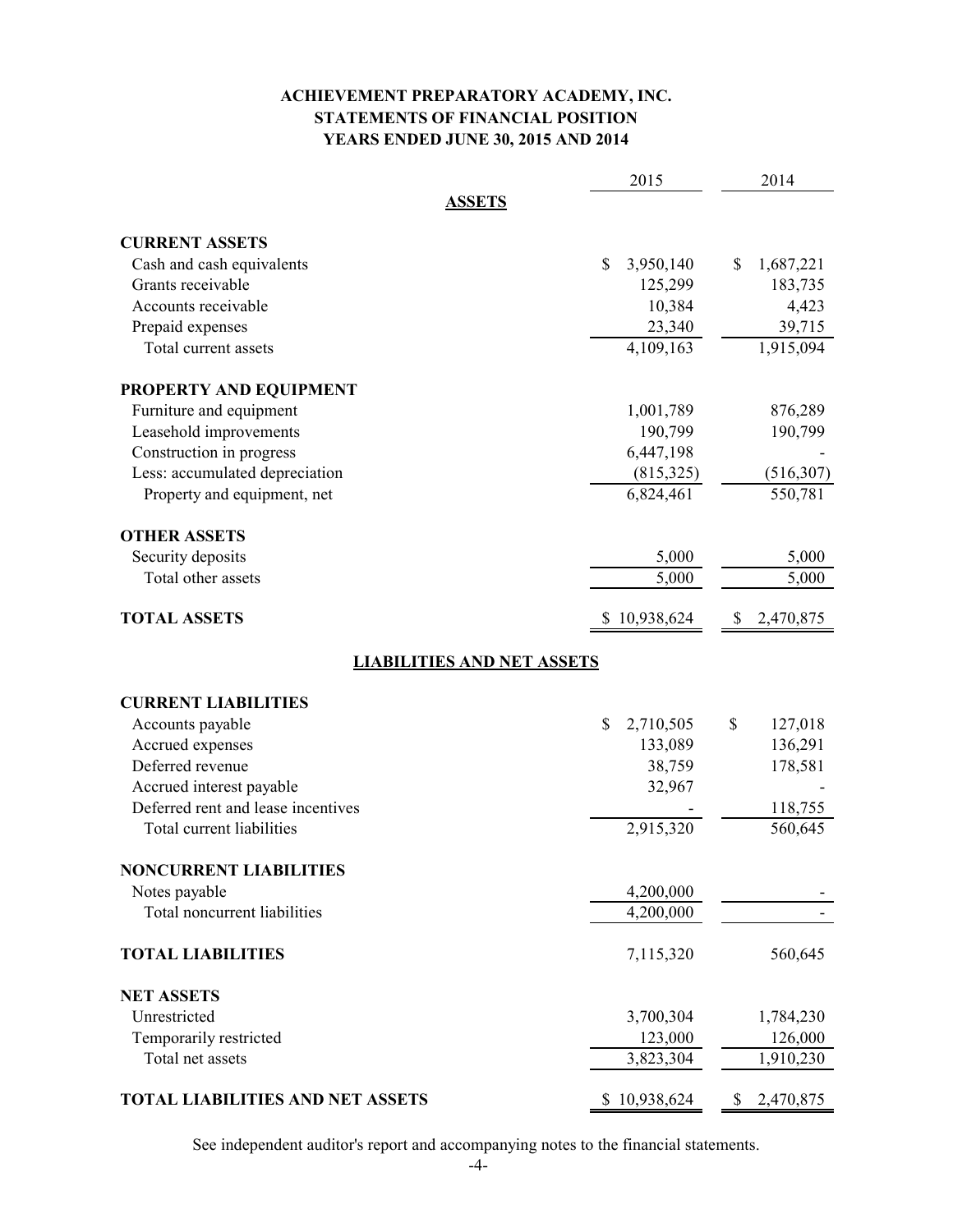# ACHIEVEMENT PREPARATORY ACADEMY, INC.
## STATEMENTS OF FINANCIAL POSITION
### YEARS ENDED JUNE 30, 2015 AND 2014

| | 2015 | 2014 |
|---|---|---|
| **ASSETS** | | |
| **CURRENT ASSETS** | | |
| Cash and cash equivalents | $ 3,950,140 | $ 1,687,221 |
| Grants receivable | 125,299 | 183,735 |
| Accounts receivable | 10,384 | 4,423 |
| Prepaid expenses | 23,340 | 39,715 |
| Total current assets | 4,109,163 | 1,915,094 |
| **PROPERTY AND EQUIPMENT** | | |
| Furniture and equipment | 1,001,789 | 876,289 |
| Leasehold improvements | 190,799 | 190,799 |
| Construction in progress | 6,447,198 | - |
| Less: accumulated depreciation | (815,325) | (516,307) |
| Property and equipment, net | 6,824,461 | 550,781 |
| **OTHER ASSETS** | | |
| Security deposits | 5,000 | 5,000 |
| Total other assets | 5,000 | 5,000 |
| **TOTAL ASSETS** | $ 10,938,624 | $ 2,470,875 |
| **LIABILITIES AND NET ASSETS** | | |
| **CURRENT LIABILITIES** | | |
| Accounts payable | $ 2,710,505 | $ 127,018 |
| Accrued expenses | 133,089 | 136,291 |
| Deferred revenue | 38,759 | 178,581 |
| Accrued interest payable | 32,967 | - |
| Deferred rent and lease incentives | - | 118,755 |
| Total current liabilities | 2,915,320 | 560,645 |
| **NONCURRENT LIABILITIES** | | |
| Notes payable | 4,200,000 | - |
| Total noncurrent liabilities | 4,200,000 | - |
| **TOTAL LIABILITIES** | 7,115,320 | 560,645 |
| **NET ASSETS** | | |
| Unrestricted | 3,700,304 | 1,784,230 |
| Temporarily restricted | 123,000 | 126,000 |
| Total net assets | 3,823,304 | 1,910,230 |
| **TOTAL LIABILITIES AND NET ASSETS** | $ 10,938,624 | $ 2,470,875 |

See independent auditor's report and accompanying notes to the financial statements.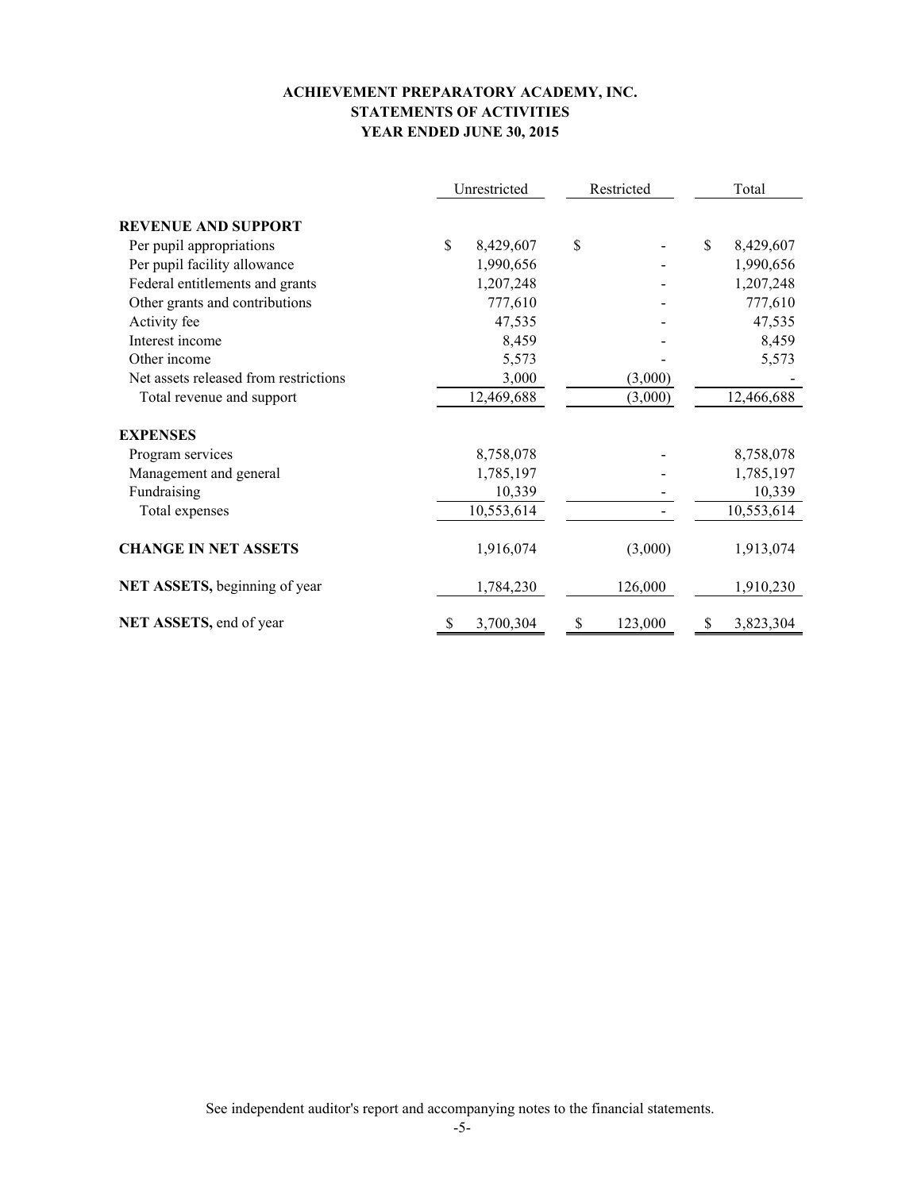**ACHIEVEMENT PREPARATORY ACADEMY, INC.**
**STATEMENTS OF ACTIVITIES**
**YEAR ENDED JUNE 30, 2015**

| | Unrestricted | Restricted | Total |
|---|---|---|---|
| **REVENUE AND SUPPORT** | | | |
| Per pupil appropriations | $ 8,429,607 | $ - | $ 8,429,607 |
| Per pupil facility allowance | 1,990,656 | - | 1,990,656 |
| Federal entitlements and grants | 1,207,248 | - | 1,207,248 |
| Other grants and contributions | 777,610 | - | 777,610 |
| Activity fee | 47,535 | - | 47,535 |
| Interest income | 8,459 | - | 8,459 |
| Other income | 5,573 | - | 5,573 |
| Net assets released from restrictions | 3,000 | (3,000) | - |
| Total revenue and support | 12,469,688 | (3,000) | 12,466,688 |
| **EXPENSES** | | | |
| Program services | 8,758,078 | - | 8,758,078 |
| Management and general | 1,785,197 | - | 1,785,197 |
| Fundraising | 10,339 | - | 10,339 |
| Total expenses | 10,553,614 | - | 10,553,614 |
| **CHANGE IN NET ASSETS** | 1,916,074 | (3,000) | 1,913,074 |
| **NET ASSETS,** beginning of year | 1,784,230 | 126,000 | 1,910,230 |
| **NET ASSETS,** end of year | $ 3,700,304 | $ 123,000 | $ 3,823,304 |

See independent auditor's report and accompanying notes to the financial statements.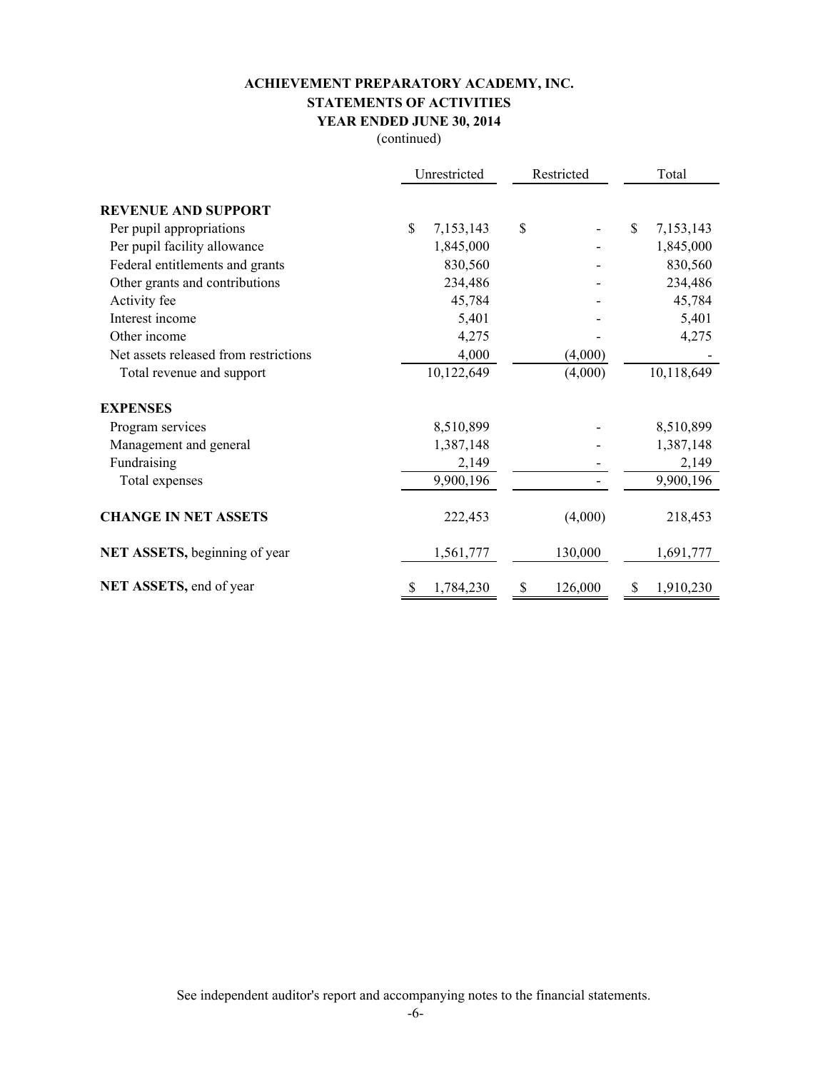# ACHIEVEMENT PREPARATORY ACADEMY, INC.
## STATEMENTS OF ACTIVITIES
### YEAR ENDED JUNE 30, 2014
(continued)

| | Unrestricted | Restricted | Total |
|---|---|---|---|
| **REVENUE AND SUPPORT** | | | |
| Per pupil appropriations | $ 7,153,143 | $ - | $ 7,153,143 |
| Per pupil facility allowance | 1,845,000 | - | 1,845,000 |
| Federal entitlements and grants | 830,560 | - | 830,560 |
| Other grants and contributions | 234,486 | - | 234,486 |
| Activity fee | 45,784 | - | 45,784 |
| Interest income | 5,401 | - | 5,401 |
| Other income | 4,275 | - | 4,275 |
| Net assets released from restrictions | 4,000 | (4,000) | - |
| Total revenue and support | 10,122,649 | (4,000) | 10,118,649 |
| **EXPENSES** | | | |
| Program services | 8,510,899 | - | 8,510,899 |
| Management and general | 1,387,148 | - | 1,387,148 |
| Fundraising | 2,149 | - | 2,149 |
| Total expenses | 9,900,196 | - | 9,900,196 |
| **CHANGE IN NET ASSETS** | 222,453 | (4,000) | 218,453 |
| **NET ASSETS,** beginning of year | 1,561,777 | 130,000 | 1,691,777 |
| **NET ASSETS,** end of year | $ 1,784,230 | $ 126,000 | $ 1,910,230 |

See independent auditor's report and accompanying notes to the financial statements.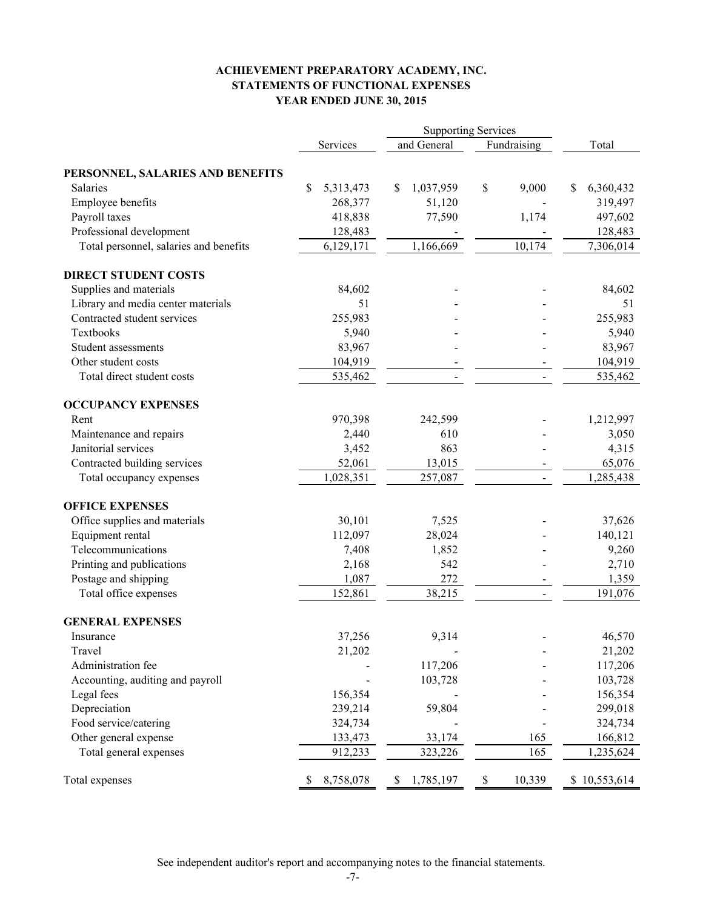# ACHIEVEMENT PREPARATORY ACADEMY, INC.
## STATEMENTS OF FUNCTIONAL EXPENSES
### YEAR ENDED JUNE 30, 2015

| | Services | Supporting Services and General | Fundraising | Total |
|---|---|---|---|---|
| **PERSONNEL, SALARIES AND BENEFITS** | | | | |
| Salaries | $ 5,313,473 | $ 1,037,959 | $ 9,000 | $ 6,360,432 |
| Employee benefits | 268,377 | 51,120 | - | 319,497 |
| Payroll taxes | 418,838 | 77,590 | 1,174 | 497,602 |
| Professional development | 128,483 | - | - | 128,483 |
| Total personnel, salaries and benefits | 6,129,171 | 1,166,669 | 10,174 | 7,306,014 |
| **DIRECT STUDENT COSTS** | | | | |
| Supplies and materials | 84,602 | - | - | 84,602 |
| Library and media center materials | 51 | - | - | 51 |
| Contracted student services | 255,983 | - | - | 255,983 |
| Textbooks | 5,940 | - | - | 5,940 |
| Student assessments | 83,967 | - | - | 83,967 |
| Other student costs | 104,919 | - | - | 104,919 |
| Total direct student costs | 535,462 | - | - | 535,462 |
| **OCCUPANCY EXPENSES** | | | | |
| Rent | 970,398 | 242,599 | - | 1,212,997 |
| Maintenance and repairs | 2,440 | 610 | - | 3,050 |
| Janitorial services | 3,452 | 863 | - | 4,315 |
| Contracted building services | 52,061 | 13,015 | - | 65,076 |
| Total occupancy expenses | 1,028,351 | 257,087 | - | 1,285,438 |
| **OFFICE EXPENSES** | | | | |
| Office supplies and materials | 30,101 | 7,525 | - | 37,626 |
| Equipment rental | 112,097 | 28,024 | - | 140,121 |
| Telecommunications | 7,408 | 1,852 | - | 9,260 |
| Printing and publications | 2,168 | 542 | - | 2,710 |
| Postage and shipping | 1,087 | 272 | - | 1,359 |
| Total office expenses | 152,861 | 38,215 | - | 191,076 |
| **GENERAL EXPENSES** | | | | |
| Insurance | 37,256 | 9,314 | - | 46,570 |
| Travel | 21,202 | - | - | 21,202 |
| Administration fee | - | 117,206 | - | 117,206 |
| Accounting, auditing and payroll | - | 103,728 | - | 103,728 |
| Legal fees | 156,354 | - | - | 156,354 |
| Depreciation | 239,214 | 59,804 | - | 299,018 |
| Food service/catering | 324,734 | - | - | 324,734 |
| Other general expense | 133,473 | 33,174 | 165 | 166,812 |
| Total general expenses | 912,233 | 323,226 | 165 | 1,235,624 |
| Total expenses | $ 8,758,078 | $ 1,785,197 | $ 10,339 | $ 10,553,614 |

See independent auditor's report and accompanying notes to the financial statements.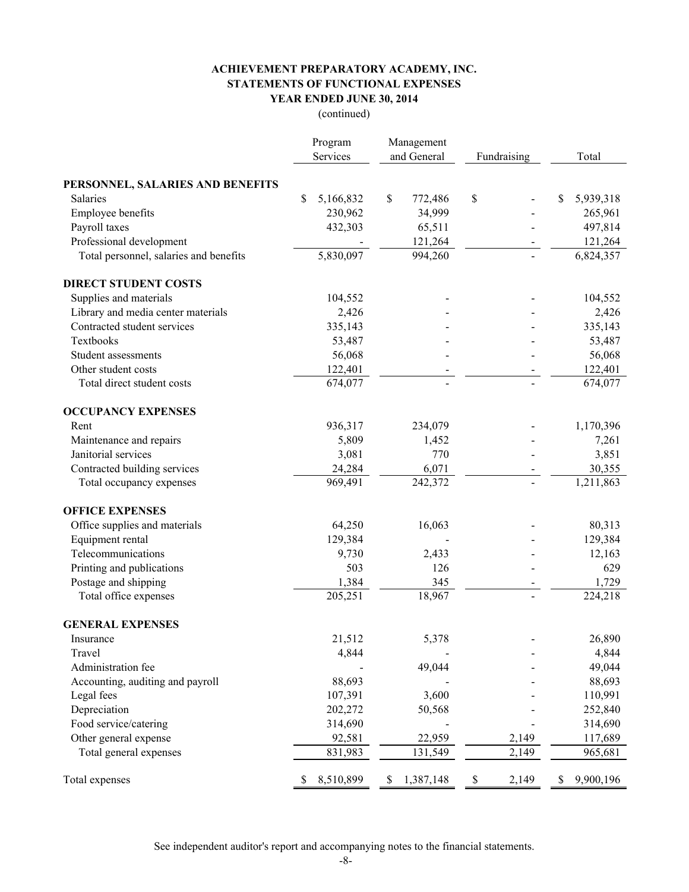# ACHIEVEMENT PREPARATORY ACADEMY, INC.
## STATEMENTS OF FUNCTIONAL EXPENSES
### YEAR ENDED JUNE 30, 2014

(continued)

| | Program Services | Management and General | Fundraising | Total |
|---|---|---|---|---|
| **PERSONNEL, SALARIES AND BENEFITS** | | | | |
| Salaries | $ 5,166,832 | $ 772,486 | $ - | $ 5,939,318 |
| Employee benefits | 230,962 | 34,999 | - | 265,961 |
| Payroll taxes | 432,303 | 65,511 | - | 497,814 |
| Professional development | - | 121,264 | - | 121,264 |
| Total personnel, salaries and benefits | 5,830,097 | 994,260 | - | 6,824,357 |
| **DIRECT STUDENT COSTS** | | | | |
| Supplies and materials | 104,552 | - | - | 104,552 |
| Library and media center materials | 2,426 | - | - | 2,426 |
| Contracted student services | 335,143 | - | - | 335,143 |
| Textbooks | 53,487 | - | - | 53,487 |
| Student assessments | 56,068 | - | - | 56,068 |
| Other student costs | 122,401 | - | - | 122,401 |
| Total direct student costs | 674,077 | - | - | 674,077 |
| **OCCUPANCY EXPENSES** | | | | |
| Rent | 936,317 | 234,079 | - | 1,170,396 |
| Maintenance and repairs | 5,809 | 1,452 | - | 7,261 |
| Janitorial services | 3,081 | 770 | - | 3,851 |
| Contracted building services | 24,284 | 6,071 | - | 30,355 |
| Total occupancy expenses | 969,491 | 242,372 | - | 1,211,863 |
| **OFFICE EXPENSES** | | | | |
| Office supplies and materials | 64,250 | 16,063 | - | 80,313 |
| Equipment rental | 129,384 | - | - | 129,384 |
| Telecommunications | 9,730 | 2,433 | - | 12,163 |
| Printing and publications | 503 | 126 | - | 629 |
| Postage and shipping | 1,384 | 345 | - | 1,729 |
| Total office expenses | 205,251 | 18,967 | - | 224,218 |
| **GENERAL EXPENSES** | | | | |
| Insurance | 21,512 | 5,378 | - | 26,890 |
| Travel | 4,844 | - | - | 4,844 |
| Administration fee | - | 49,044 | - | 49,044 |
| Accounting, auditing and payroll | 88,693 | - | - | 88,693 |
| Legal fees | 107,391 | 3,600 | - | 110,991 |
| Depreciation | 202,272 | 50,568 | - | 252,840 |
| Food service/catering | 314,690 | - | - | 314,690 |
| Other general expense | 92,581 | 22,959 | 2,149 | 117,689 |
| Total general expenses | 831,983 | 131,549 | 2,149 | 965,681 |
| Total expenses | $ 8,510,899 | $ 1,387,148 | $ 2,149 | $ 9,900,196 |

See independent auditor's report and accompanying notes to the financial statements.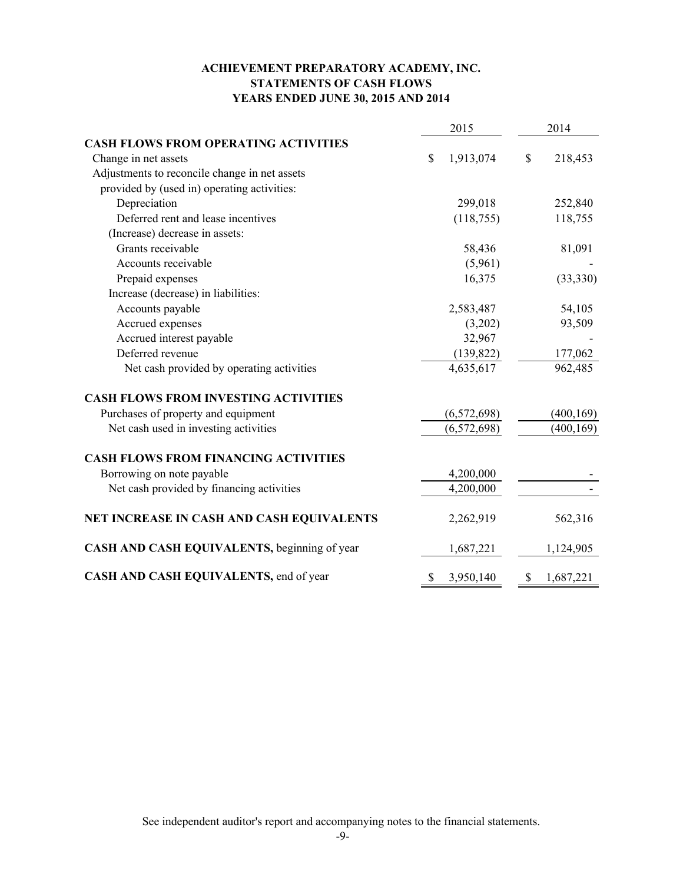# ACHIEVEMENT PREPARATORY ACADEMY, INC.
## STATEMENTS OF CASH FLOWS
### YEARS ENDED JUNE 30, 2015 AND 2014

| | 2015 | 2014 |
|---|---|---|
| **CASH FLOWS FROM OPERATING ACTIVITIES** | | |
| Change in net assets | $ 1,913,074 | $ 218,453 |
| Adjustments to reconcile change in net assets provided by (used in) operating activities: | | |
| Depreciation | 299,018 | 252,840 |
| Deferred rent and lease incentives | (118,755) | 118,755 |
| (Increase) decrease in assets: | | |
| Grants receivable | 58,436 | 81,091 |
| Accounts receivable | (5,961) | - |
| Prepaid expenses | 16,375 | (33,330) |
| Increase (decrease) in liabilities: | | |
| Accounts payable | 2,583,487 | 54,105 |
| Accrued expenses | (3,202) | 93,509 |
| Accrued interest payable | 32,967 | - |
| Deferred revenue | (139,822) | 177,062 |
| Net cash provided by operating activities | 4,635,617 | 962,485 |
| **CASH FLOWS FROM INVESTING ACTIVITIES** | | |
| Purchases of property and equipment | (6,572,698) | (400,169) |
| Net cash used in investing activities | (6,572,698) | (400,169) |
| **CASH FLOWS FROM FINANCING ACTIVITIES** | | |
| Borrowing on note payable | 4,200,000 | - |
| Net cash provided by financing activities | 4,200,000 | - |
| **NET INCREASE IN CASH AND CASH EQUIVALENTS** | 2,262,919 | 562,316 |
| **CASH AND CASH EQUIVALENTS,** beginning of year | 1,687,221 | 1,124,905 |
| **CASH AND CASH EQUIVALENTS,** end of year | $ 3,950,140 | $ 1,687,221 |

See independent auditor's report and accompanying notes to the financial statements.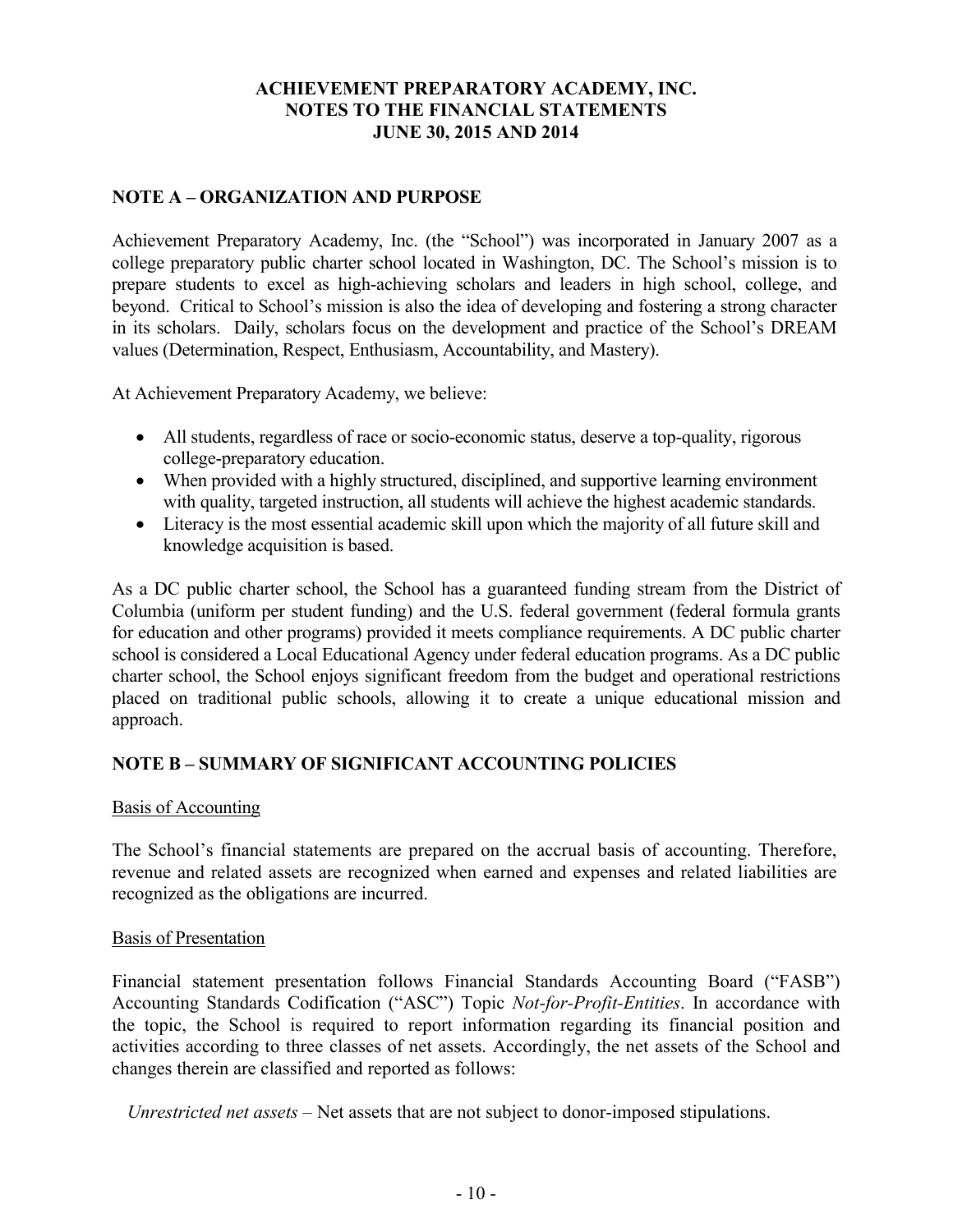# ACHIEVEMENT PREPARATORY ACADEMY, INC.
# NOTES TO THE FINANCIAL STATEMENTS
# JUNE 30, 2015 AND 2014

## NOTE A – ORGANIZATION AND PURPOSE

Achievement Preparatory Academy, Inc. (the "School") was incorporated in January 2007 as a college preparatory public charter school located in Washington, DC. The School's mission is to prepare students to excel as high-achieving scholars and leaders in high school, college, and beyond. Critical to School's mission is also the idea of developing and fostering a strong character in its scholars. Daily, scholars focus on the development and practice of the School's DREAM values (Determination, Respect, Enthusiasm, Accountability, and Mastery).

At Achievement Preparatory Academy, we believe:

- All students, regardless of race or socio-economic status, deserve a top-quality, rigorous college-preparatory education.
- When provided with a highly structured, disciplined, and supportive learning environment with quality, targeted instruction, all students will achieve the highest academic standards.
- Literacy is the most essential academic skill upon which the majority of all future skill and knowledge acquisition is based.

As a DC public charter school, the School has a guaranteed funding stream from the District of Columbia (uniform per student funding) and the U.S. federal government (federal formula grants for education and other programs) provided it meets compliance requirements. A DC public charter school is considered a Local Educational Agency under federal education programs. As a DC public charter school, the School enjoys significant freedom from the budget and operational restrictions placed on traditional public schools, allowing it to create a unique educational mission and approach.

## NOTE B – SUMMARY OF SIGNIFICANT ACCOUNTING POLICIES

Basis of Accounting

The School's financial statements are prepared on the accrual basis of accounting. Therefore, revenue and related assets are recognized when earned and expenses and related liabilities are recognized as the obligations are incurred.

Basis of Presentation

Financial statement presentation follows Financial Standards Accounting Board ("FASB") Accounting Standards Codification ("ASC") Topic *Not-for-Profit-Entities*. In accordance with the topic, the School is required to report information regarding its financial position and activities according to three classes of net assets. Accordingly, the net assets of the School and changes therein are classified and reported as follows:

*Unrestricted net assets* – Net assets that are not subject to donor-imposed stipulations.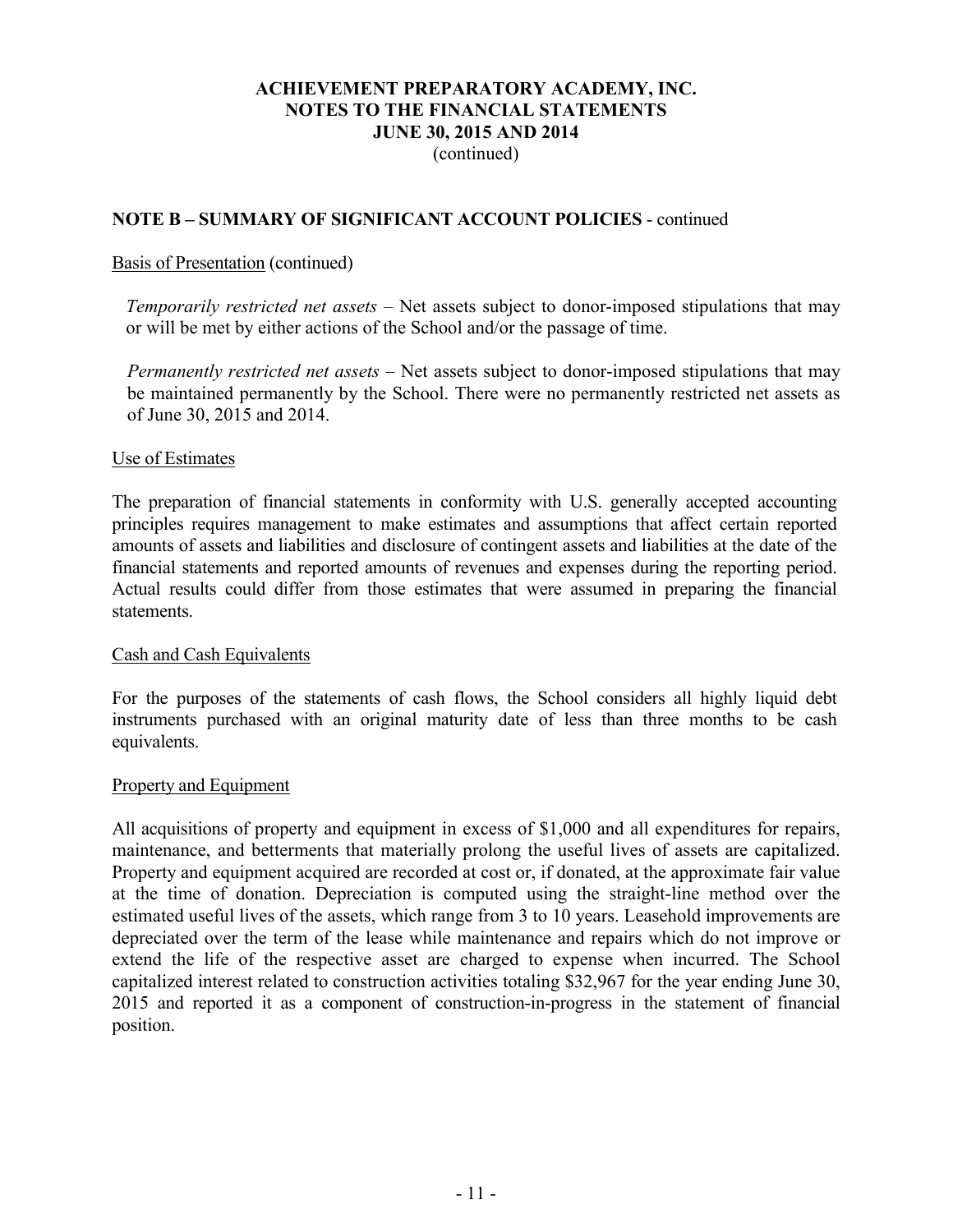# ACHIEVEMENT PREPARATORY ACADEMY, INC.
# NOTES TO THE FINANCIAL STATEMENTS
# JUNE 30, 2015 AND 2014
(continued)

## NOTE B – SUMMARY OF SIGNIFICANT ACCOUNT POLICIES - continued

Basis of Presentation (continued)

*Temporarily restricted net assets* – Net assets subject to donor-imposed stipulations that may or will be met by either actions of the School and/or the passage of time.

*Permanently restricted net assets* – Net assets subject to donor-imposed stipulations that may be maintained permanently by the School. There were no permanently restricted net assets as of June 30, 2015 and 2014.

Use of Estimates

The preparation of financial statements in conformity with U.S. generally accepted accounting principles requires management to make estimates and assumptions that affect certain reported amounts of assets and liabilities and disclosure of contingent assets and liabilities at the date of the financial statements and reported amounts of revenues and expenses during the reporting period. Actual results could differ from those estimates that were assumed in preparing the financial statements.

Cash and Cash Equivalents

For the purposes of the statements of cash flows, the School considers all highly liquid debt instruments purchased with an original maturity date of less than three months to be cash equivalents.

Property and Equipment

All acquisitions of property and equipment in excess of $1,000 and all expenditures for repairs, maintenance, and betterments that materially prolong the useful lives of assets are capitalized. Property and equipment acquired are recorded at cost or, if donated, at the approximate fair value at the time of donation. Depreciation is computed using the straight-line method over the estimated useful lives of the assets, which range from 3 to 10 years. Leasehold improvements are depreciated over the term of the lease while maintenance and repairs which do not improve or extend the life of the respective asset are charged to expense when incurred. The School capitalized interest related to construction activities totaling $32,967 for the year ending June 30, 2015 and reported it as a component of construction-in-progress in the statement of financial position.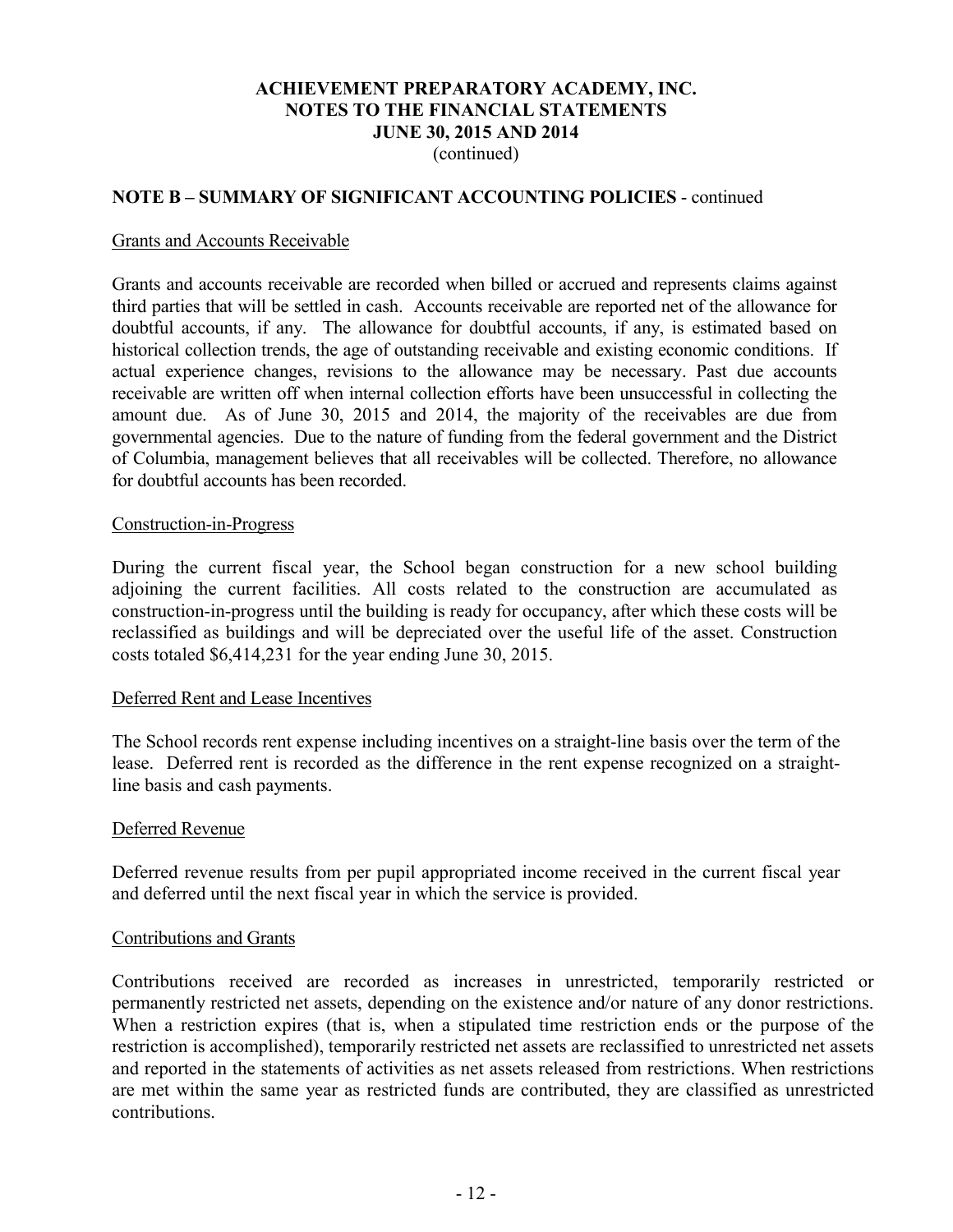# ACHIEVEMENT PREPARATORY ACADEMY, INC.
# NOTES TO THE FINANCIAL STATEMENTS
# JUNE 30, 2015 AND 2014
(continued)

## NOTE B – SUMMARY OF SIGNIFICANT ACCOUNTING POLICIES - continued

### Grants and Accounts Receivable

Grants and accounts receivable are recorded when billed or accrued and represents claims against third parties that will be settled in cash. Accounts receivable are reported net of the allowance for doubtful accounts, if any. The allowance for doubtful accounts, if any, is estimated based on historical collection trends, the age of outstanding receivable and existing economic conditions. If actual experience changes, revisions to the allowance may be necessary. Past due accounts receivable are written off when internal collection efforts have been unsuccessful in collecting the amount due. As of June 30, 2015 and 2014, the majority of the receivables are due from governmental agencies. Due to the nature of funding from the federal government and the District of Columbia, management believes that all receivables will be collected. Therefore, no allowance for doubtful accounts has been recorded.

### Construction-in-Progress

During the current fiscal year, the School began construction for a new school building adjoining the current facilities. All costs related to the construction are accumulated as construction-in-progress until the building is ready for occupancy, after which these costs will be reclassified as buildings and will be depreciated over the useful life of the asset. Construction costs totaled $6,414,231 for the year ending June 30, 2015.

### Deferred Rent and Lease Incentives

The School records rent expense including incentives on a straight-line basis over the term of the lease. Deferred rent is recorded as the difference in the rent expense recognized on a straight-line basis and cash payments.

### Deferred Revenue

Deferred revenue results from per pupil appropriated income received in the current fiscal year and deferred until the next fiscal year in which the service is provided.

### Contributions and Grants

Contributions received are recorded as increases in unrestricted, temporarily restricted or permanently restricted net assets, depending on the existence and/or nature of any donor restrictions. When a restriction expires (that is, when a stipulated time restriction ends or the purpose of the restriction is accomplished), temporarily restricted net assets are reclassified to unrestricted net assets and reported in the statements of activities as net assets released from restrictions. When restrictions are met within the same year as restricted funds are contributed, they are classified as unrestricted contributions.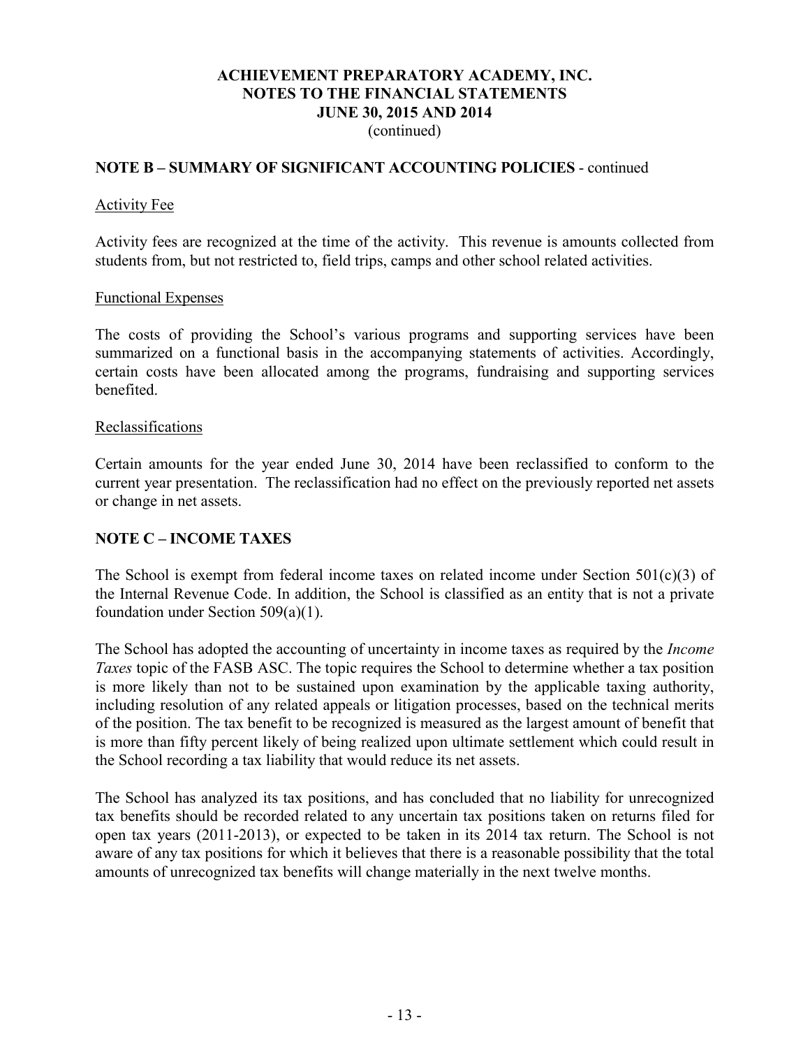**ACHIEVEMENT PREPARATORY ACADEMY, INC.**
**NOTES TO THE FINANCIAL STATEMENTS**
**JUNE 30, 2015 AND 2014**
(continued)

## NOTE B – SUMMARY OF SIGNIFICANT ACCOUNTING POLICIES - continued

Activity Fee

Activity fees are recognized at the time of the activity. This revenue is amounts collected from students from, but not restricted to, field trips, camps and other school related activities.

Functional Expenses

The costs of providing the School's various programs and supporting services have been summarized on a functional basis in the accompanying statements of activities. Accordingly, certain costs have been allocated among the programs, fundraising and supporting services benefited.

Reclassifications

Certain amounts for the year ended June 30, 2014 have been reclassified to conform to the current year presentation. The reclassification had no effect on the previously reported net assets or change in net assets.

## NOTE C – INCOME TAXES

The School is exempt from federal income taxes on related income under Section 501(c)(3) of the Internal Revenue Code. In addition, the School is classified as an entity that is not a private foundation under Section 509(a)(1).

The School has adopted the accounting of uncertainty in income taxes as required by the *Income Taxes* topic of the FASB ASC. The topic requires the School to determine whether a tax position is more likely than not to be sustained upon examination by the applicable taxing authority, including resolution of any related appeals or litigation processes, based on the technical merits of the position. The tax benefit to be recognized is measured as the largest amount of benefit that is more than fifty percent likely of being realized upon ultimate settlement which could result in the School recording a tax liability that would reduce its net assets.

The School has analyzed its tax positions, and has concluded that no liability for unrecognized tax benefits should be recorded related to any uncertain tax positions taken on returns filed for open tax years (2011-2013), or expected to be taken in its 2014 tax return. The School is not aware of any tax positions for which it believes that there is a reasonable possibility that the total amounts of unrecognized tax benefits will change materially in the next twelve months.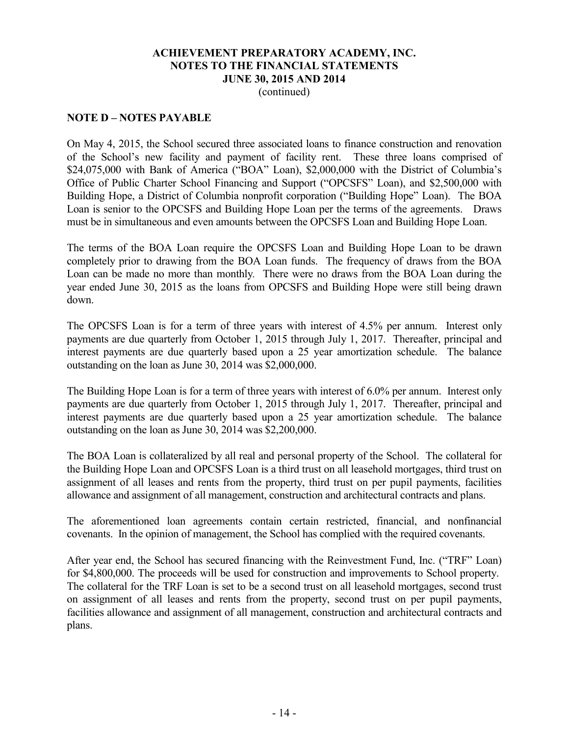## NOTE D – NOTES PAYABLE

On May 4, 2015, the School secured three associated loans to finance construction and renovation of the School's new facility and payment of facility rent. These three loans comprised of $24,075,000 with Bank of America ("BOA" Loan), $2,000,000 with the District of Columbia's Office of Public Charter School Financing and Support ("OPCSFS" Loan), and $2,500,000 with Building Hope, a District of Columbia nonprofit corporation ("Building Hope" Loan). The BOA Loan is senior to the OPCSFS and Building Hope Loan per the terms of the agreements. Draws must be in simultaneous and even amounts between the OPCSFS Loan and Building Hope Loan.

The terms of the BOA Loan require the OPCSFS Loan and Building Hope Loan to be drawn completely prior to drawing from the BOA Loan funds. The frequency of draws from the BOA Loan can be made no more than monthly. There were no draws from the BOA Loan during the year ended June 30, 2015 as the loans from OPCSFS and Building Hope were still being drawn down.

The OPCSFS Loan is for a term of three years with interest of 4.5% per annum. Interest only payments are due quarterly from October 1, 2015 through July 1, 2017. Thereafter, principal and interest payments are due quarterly based upon a 25 year amortization schedule. The balance outstanding on the loan as June 30, 2014 was $2,000,000.

The Building Hope Loan is for a term of three years with interest of 6.0% per annum. Interest only payments are due quarterly from October 1, 2015 through July 1, 2017. Thereafter, principal and interest payments are due quarterly based upon a 25 year amortization schedule. The balance outstanding on the loan as June 30, 2014 was $2,200,000.

The BOA Loan is collateralized by all real and personal property of the School. The collateral for the Building Hope Loan and OPCSFS Loan is a third trust on all leasehold mortgages, third trust on assignment of all leases and rents from the property, third trust on per pupil payments, facilities allowance and assignment of all management, construction and architectural contracts and plans.

The aforementioned loan agreements contain certain restricted, financial, and nonfinancial covenants. In the opinion of management, the School has complied with the required covenants.

After year end, the School has secured financing with the Reinvestment Fund, Inc. ("TRF" Loan) for $4,800,000. The proceeds will be used for construction and improvements to School property. The collateral for the TRF Loan is set to be a second trust on all leasehold mortgages, second trust on assignment of all leases and rents from the property, second trust on per pupil payments, facilities allowance and assignment of all management, construction and architectural contracts and plans.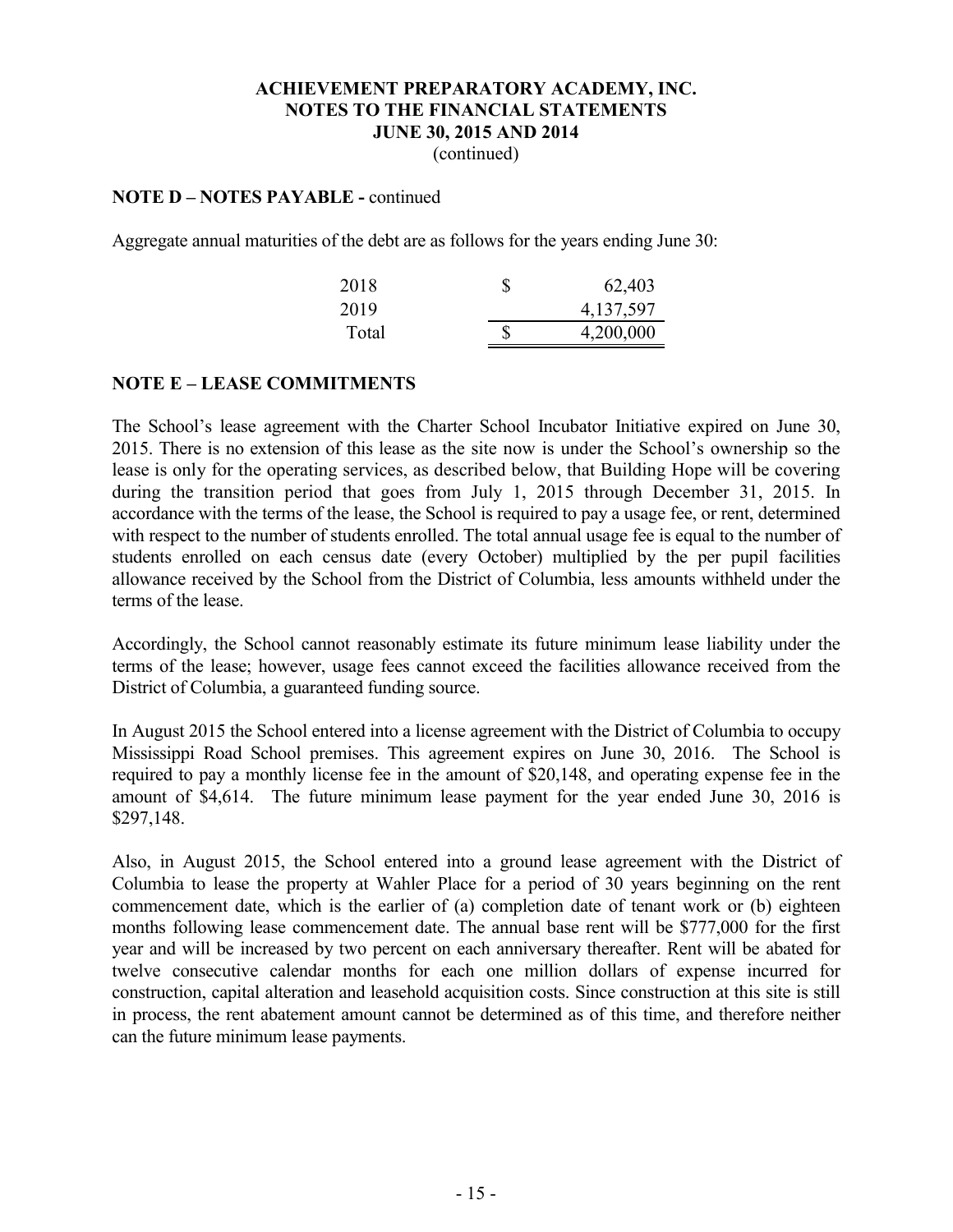**ACHIEVEMENT PREPARATORY ACADEMY, INC.**
**NOTES TO THE FINANCIAL STATEMENTS**
**JUNE 30, 2015 AND 2014**
(continued)

**NOTE D – NOTES PAYABLE -** continued

Aggregate annual maturities of the debt are as follows for the years ending June 30:

| | | |
|---|---|---|
| 2018 | $ | 62,403 |
| 2019 | | 4,137,597 |
| Total | $ | 4,200,000 |

## NOTE E – LEASE COMMITMENTS

The School's lease agreement with the Charter School Incubator Initiative expired on June 30, 2015. There is no extension of this lease as the site now is under the School's ownership so the lease is only for the operating services, as described below, that Building Hope will be covering during the transition period that goes from July 1, 2015 through December 31, 2015. In accordance with the terms of the lease, the School is required to pay a usage fee, or rent, determined with respect to the number of students enrolled. The total annual usage fee is equal to the number of students enrolled on each census date (every October) multiplied by the per pupil facilities allowance received by the School from the District of Columbia, less amounts withheld under the terms of the lease.

Accordingly, the School cannot reasonably estimate its future minimum lease liability under the terms of the lease; however, usage fees cannot exceed the facilities allowance received from the District of Columbia, a guaranteed funding source.

In August 2015 the School entered into a license agreement with the District of Columbia to occupy Mississippi Road School premises. This agreement expires on June 30, 2016. The School is required to pay a monthly license fee in the amount of $20,148, and operating expense fee in the amount of $4,614. The future minimum lease payment for the year ended June 30, 2016 is $297,148.

Also, in August 2015, the School entered into a ground lease agreement with the District of Columbia to lease the property at Wahler Place for a period of 30 years beginning on the rent commencement date, which is the earlier of (a) completion date of tenant work or (b) eighteen months following lease commencement date. The annual base rent will be $777,000 for the first year and will be increased by two percent on each anniversary thereafter. Rent will be abated for twelve consecutive calendar months for each one million dollars of expense incurred for construction, capital alteration and leasehold acquisition costs. Since construction at this site is still in process, the rent abatement amount cannot be determined as of this time, and therefore neither can the future minimum lease payments.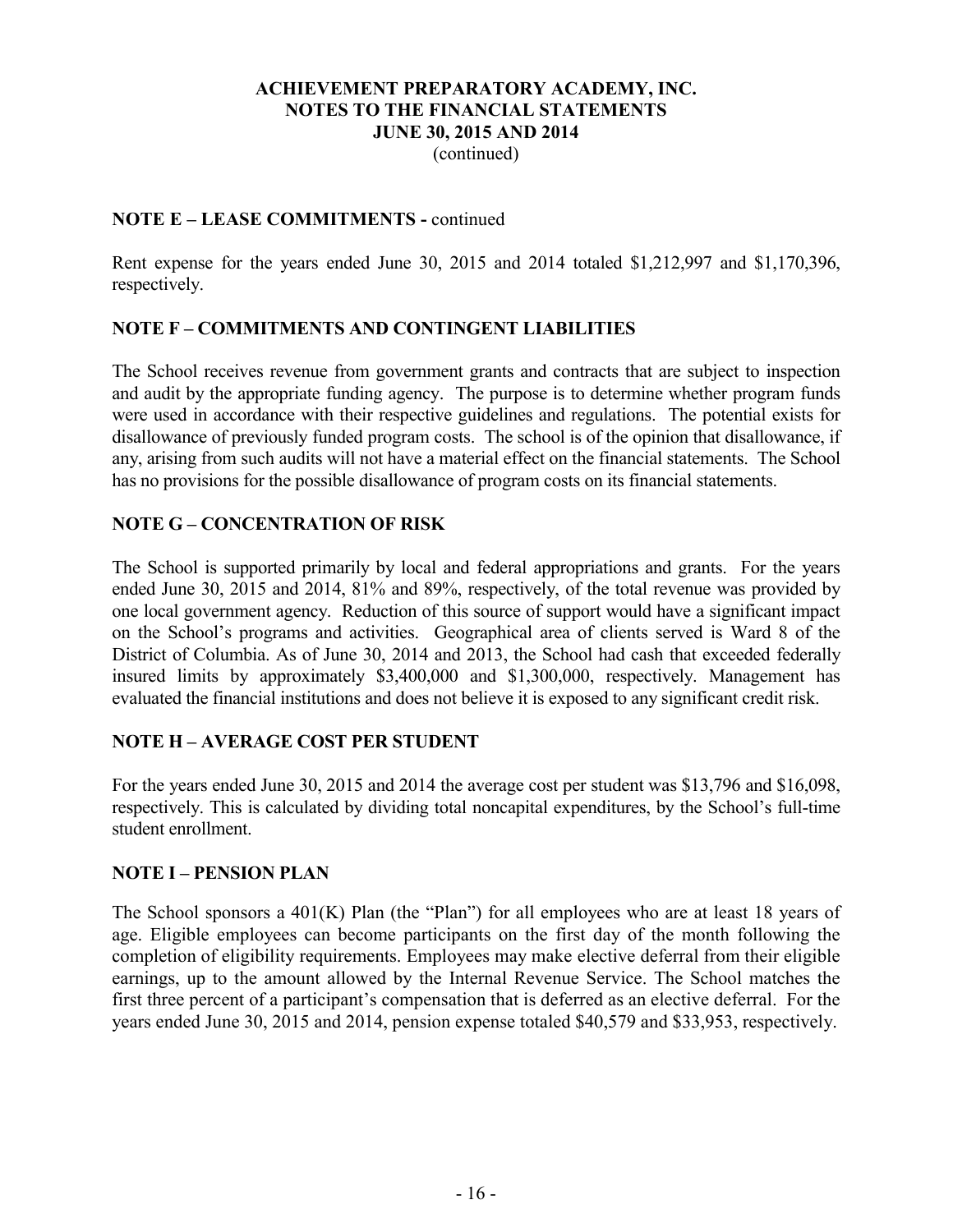## ACHIEVEMENT PREPARATORY ACADEMY, INC.
## NOTES TO THE FINANCIAL STATEMENTS
## JUNE 30, 2015 AND 2014
(continued)

**NOTE E – LEASE COMMITMENTS -** continued

Rent expense for the years ended June 30, 2015 and 2014 totaled $1,212,997 and $1,170,396, respectively.

**NOTE F – COMMITMENTS AND CONTINGENT LIABILITIES**

The School receives revenue from government grants and contracts that are subject to inspection and audit by the appropriate funding agency. The purpose is to determine whether program funds were used in accordance with their respective guidelines and regulations. The potential exists for disallowance of previously funded program costs. The school is of the opinion that disallowance, if any, arising from such audits will not have a material effect on the financial statements. The School has no provisions for the possible disallowance of program costs on its financial statements.

**NOTE G – CONCENTRATION OF RISK**

The School is supported primarily by local and federal appropriations and grants. For the years ended June 30, 2015 and 2014, 81% and 89%, respectively, of the total revenue was provided by one local government agency. Reduction of this source of support would have a significant impact on the School's programs and activities. Geographical area of clients served is Ward 8 of the District of Columbia. As of June 30, 2014 and 2013, the School had cash that exceeded federally insured limits by approximately $3,400,000 and $1,300,000, respectively. Management has evaluated the financial institutions and does not believe it is exposed to any significant credit risk.

**NOTE H – AVERAGE COST PER STUDENT**

For the years ended June 30, 2015 and 2014 the average cost per student was $13,796 and $16,098, respectively. This is calculated by dividing total noncapital expenditures, by the School's full-time student enrollment.

**NOTE I – PENSION PLAN**

The School sponsors a 401(K) Plan (the "Plan") for all employees who are at least 18 years of age. Eligible employees can become participants on the first day of the month following the completion of eligibility requirements. Employees may make elective deferral from their eligible earnings, up to the amount allowed by the Internal Revenue Service. The School matches the first three percent of a participant's compensation that is deferred as an elective deferral. For the years ended June 30, 2015 and 2014, pension expense totaled $40,579 and $33,953, respectively.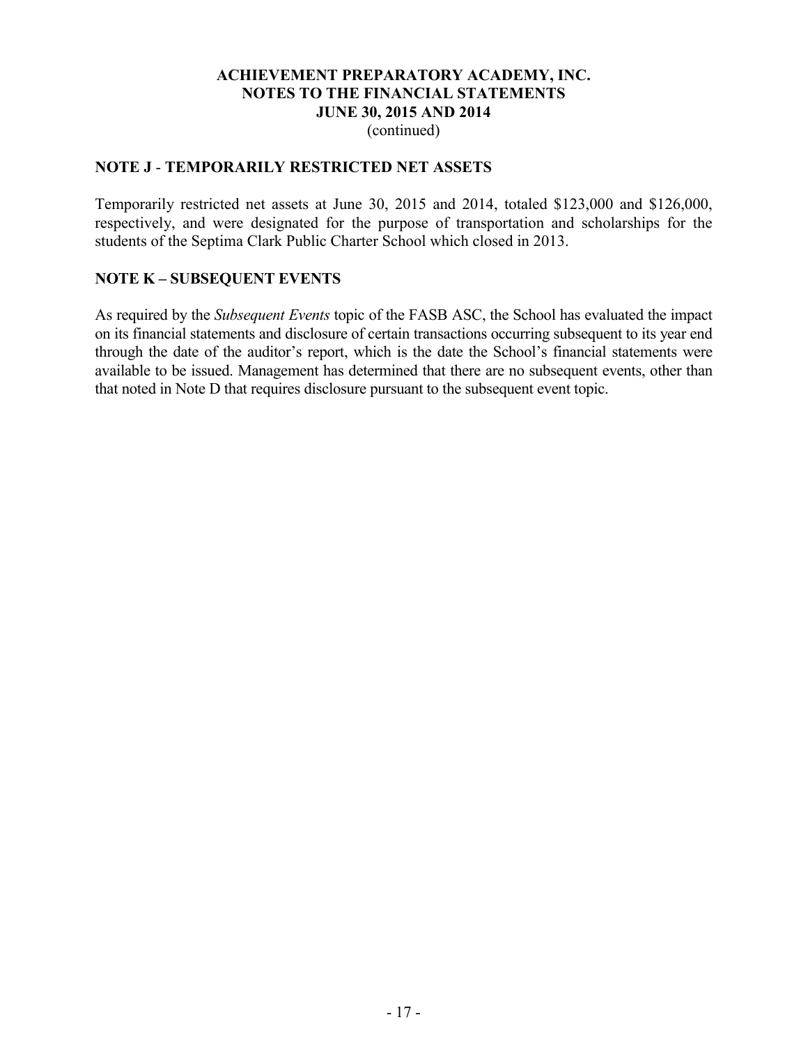# ACHIEVEMENT PREPARATORY ACADEMY, INC.
# NOTES TO THE FINANCIAL STATEMENTS
# JUNE 30, 2015 AND 2014
(continued)

## NOTE J - TEMPORARILY RESTRICTED NET ASSETS

Temporarily restricted net assets at June 30, 2015 and 2014, totaled $123,000 and $126,000, respectively, and were designated for the purpose of transportation and scholarships for the students of the Septima Clark Public Charter School which closed in 2013.

## NOTE K – SUBSEQUENT EVENTS

As required by the *Subsequent Events* topic of the FASB ASC, the School has evaluated the impact on its financial statements and disclosure of certain transactions occurring subsequent to its year end through the date of the auditor's report, which is the date the School's financial statements were available to be issued. Management has determined that there are no subsequent events, other than that noted in Note D that requires disclosure pursuant to the subsequent event topic.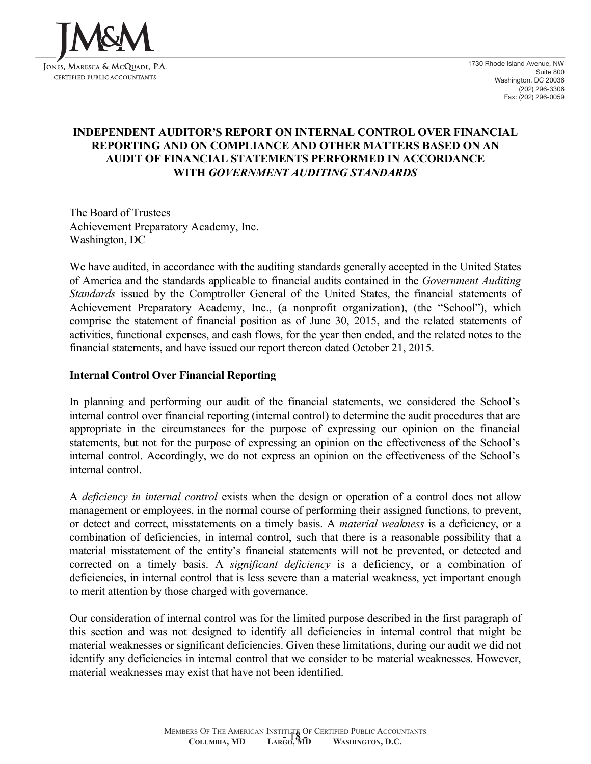JM&M

Jones, Maresca & McQuade, P.A.
CERTIFIED PUBLIC ACCOUNTANTS

1730 Rhode Island Avenue, NW
Suite 800
Washington, DC 20036
(202) 296-3306
Fax: (202) 296-0059

## INDEPENDENT AUDITOR'S REPORT ON INTERNAL CONTROL OVER FINANCIAL REPORTING AND ON COMPLIANCE AND OTHER MATTERS BASED ON AN AUDIT OF FINANCIAL STATEMENTS PERFORMED IN ACCORDANCE WITH *GOVERNMENT AUDITING STANDARDS*

The Board of Trustees
Achievement Preparatory Academy, Inc.
Washington, DC

We have audited, in accordance with the auditing standards generally accepted in the United States of America and the standards applicable to financial audits contained in the *Government Auditing Standards* issued by the Comptroller General of the United States, the financial statements of Achievement Preparatory Academy, Inc., (a nonprofit organization), (the "School"), which comprise the statement of financial position as of June 30, 2015, and the related statements of activities, functional expenses, and cash flows, for the year then ended, and the related notes to the financial statements, and have issued our report thereon dated October 21, 2015.

**Internal Control Over Financial Reporting**

In planning and performing our audit of the financial statements, we considered the School's internal control over financial reporting (internal control) to determine the audit procedures that are appropriate in the circumstances for the purpose of expressing our opinion on the financial statements, but not for the purpose of expressing an opinion on the effectiveness of the School's internal control. Accordingly, we do not express an opinion on the effectiveness of the School's internal control.

A *deficiency in internal control* exists when the design or operation of a control does not allow management or employees, in the normal course of performing their assigned functions, to prevent, or detect and correct, misstatements on a timely basis. A *material weakness* is a deficiency, or a combination of deficiencies, in internal control, such that there is a reasonable possibility that a material misstatement of the entity's financial statements will not be prevented, or detected and corrected on a timely basis. A *significant deficiency* is a deficiency, or a combination of deficiencies, in internal control that is less severe than a material weakness, yet important enough to merit attention by those charged with governance.

Our consideration of internal control was for the limited purpose described in the first paragraph of this section and was not designed to identify all deficiencies in internal control that might be material weaknesses or significant deficiencies. Given these limitations, during our audit we did not identify any deficiencies in internal control that we consider to be material weaknesses. However, material weaknesses may exist that have not been identified.

Members Of The American Institute Of Certified Public Accountants
**Columbia, MD Largo, MD Washington, D.C.**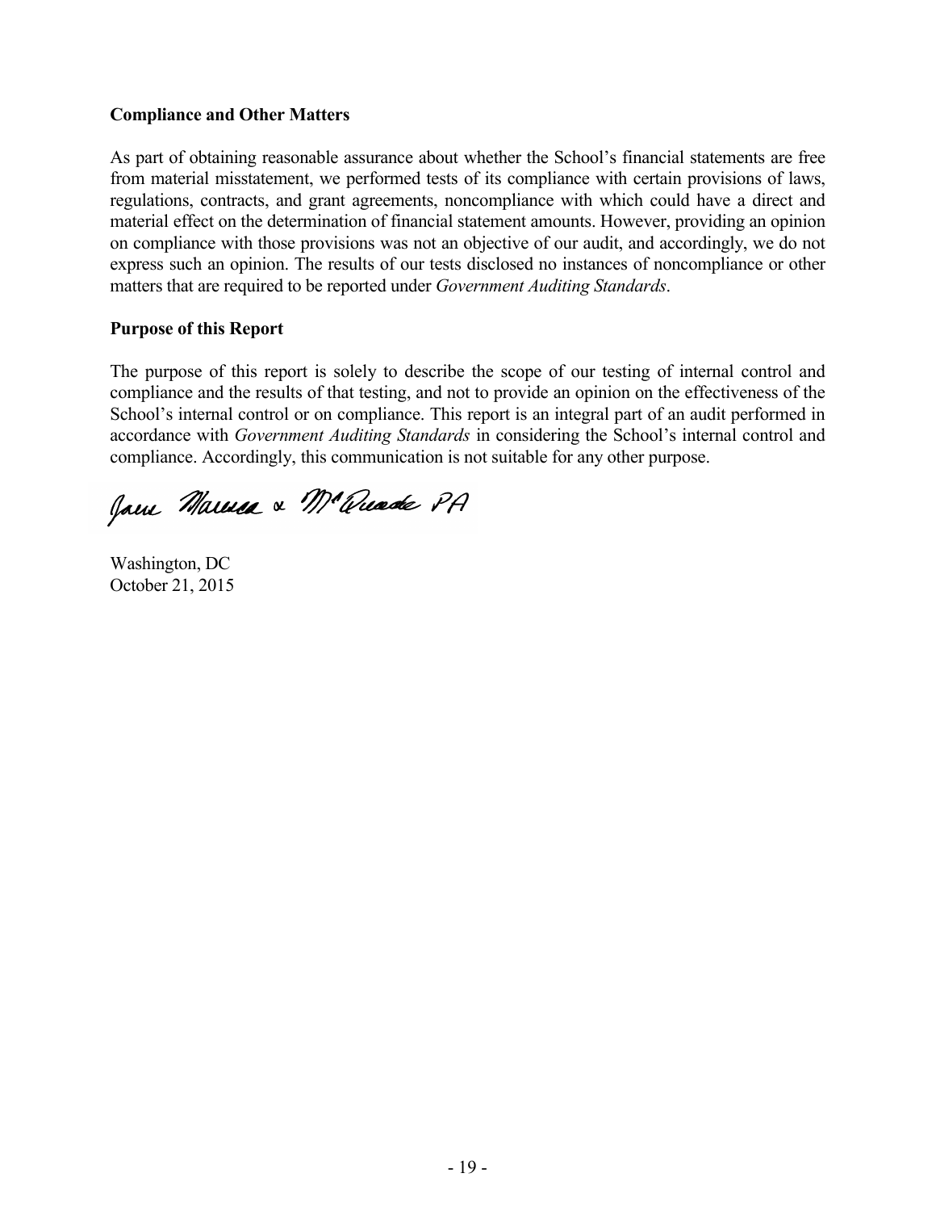**Compliance and Other Matters**

As part of obtaining reasonable assurance about whether the School's financial statements are free from material misstatement, we performed tests of its compliance with certain provisions of laws, regulations, contracts, and grant agreements, noncompliance with which could have a direct and material effect on the determination of financial statement amounts. However, providing an opinion on compliance with those provisions was not an objective of our audit, and accordingly, we do not express such an opinion. The results of our tests disclosed no instances of noncompliance or other matters that are required to be reported under *Government Auditing Standards*.

**Purpose of this Report**

The purpose of this report is solely to describe the scope of our testing of internal control and compliance and the results of that testing, and not to provide an opinion on the effectiveness of the School's internal control or on compliance. This report is an integral part of an audit performed in accordance with *Government Auditing Standards* in considering the School's internal control and compliance. Accordingly, this communication is not suitable for any other purpose.

Jane Marusa & McQuade PA

Washington, DC
October 21, 2015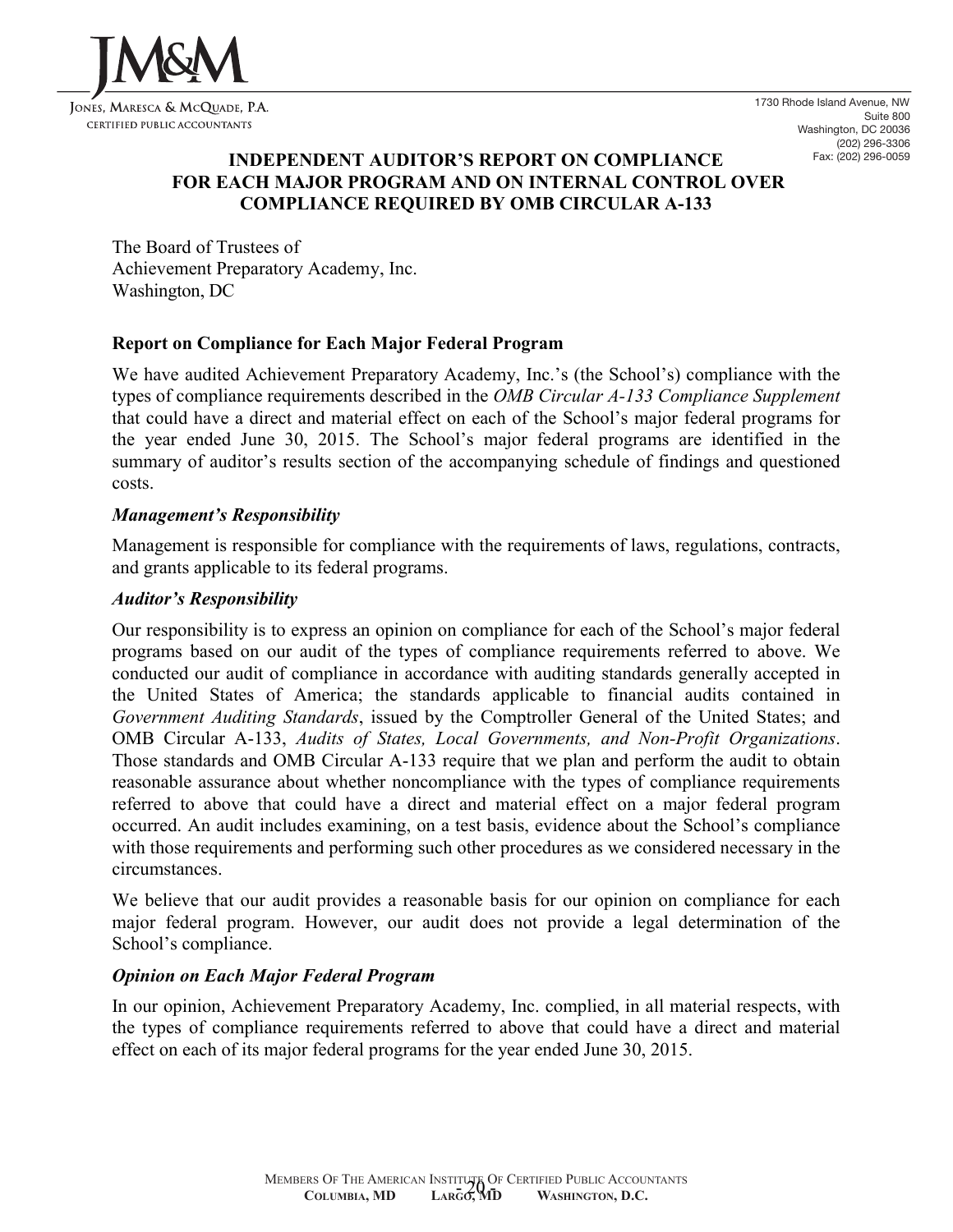JM&M

Jones, Maresca & McQuade, P.A.
Certified Public Accountants

1730 Rhode Island Avenue, NW
Suite 800
Washington, DC 20036
(202) 296-3306
Fax: (202) 296-0059

# INDEPENDENT AUDITOR'S REPORT ON COMPLIANCE FOR EACH MAJOR PROGRAM AND ON INTERNAL CONTROL OVER COMPLIANCE REQUIRED BY OMB CIRCULAR A-133

The Board of Trustees of
Achievement Preparatory Academy, Inc.
Washington, DC

## Report on Compliance for Each Major Federal Program

We have audited Achievement Preparatory Academy, Inc.'s (the School's) compliance with the types of compliance requirements described in the *OMB Circular A-133 Compliance Supplement* that could have a direct and material effect on each of the School's major federal programs for the year ended June 30, 2015. The School's major federal programs are identified in the summary of auditor's results section of the accompanying schedule of findings and questioned costs.

### *Management's Responsibility*

Management is responsible for compliance with the requirements of laws, regulations, contracts, and grants applicable to its federal programs.

### *Auditor's Responsibility*

Our responsibility is to express an opinion on compliance for each of the School's major federal programs based on our audit of the types of compliance requirements referred to above. We conducted our audit of compliance in accordance with auditing standards generally accepted in the United States of America; the standards applicable to financial audits contained in *Government Auditing Standards*, issued by the Comptroller General of the United States; and OMB Circular A-133, *Audits of States, Local Governments, and Non-Profit Organizations*. Those standards and OMB Circular A-133 require that we plan and perform the audit to obtain reasonable assurance about whether noncompliance with the types of compliance requirements referred to above that could have a direct and material effect on a major federal program occurred. An audit includes examining, on a test basis, evidence about the School's compliance with those requirements and performing such other procedures as we considered necessary in the circumstances.

We believe that our audit provides a reasonable basis for our opinion on compliance for each major federal program. However, our audit does not provide a legal determination of the School's compliance.

### *Opinion on Each Major Federal Program*

In our opinion, Achievement Preparatory Academy, Inc. complied, in all material respects, with the types of compliance requirements referred to above that could have a direct and material effect on each of its major federal programs for the year ended June 30, 2015.

Members Of The American Institute Of Certified Public Accountants
**Columbia, MD Largo, MD Washington, D.C.**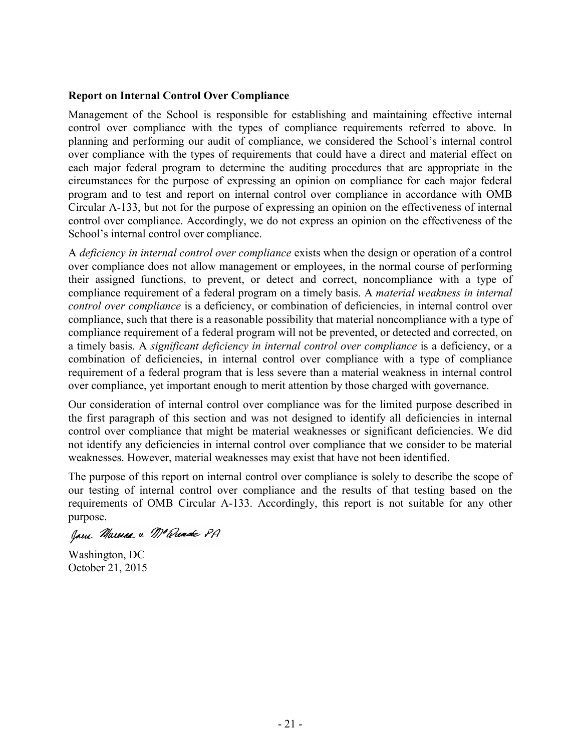**Report on Internal Control Over Compliance**

Management of the School is responsible for establishing and maintaining effective internal control over compliance with the types of compliance requirements referred to above. In planning and performing our audit of compliance, we considered the School's internal control over compliance with the types of requirements that could have a direct and material effect on each major federal program to determine the auditing procedures that are appropriate in the circumstances for the purpose of expressing an opinion on compliance for each major federal program and to test and report on internal control over compliance in accordance with OMB Circular A-133, but not for the purpose of expressing an opinion on the effectiveness of internal control over compliance. Accordingly, we do not express an opinion on the effectiveness of the School's internal control over compliance.

A *deficiency in internal control over compliance* exists when the design or operation of a control over compliance does not allow management or employees, in the normal course of performing their assigned functions, to prevent, or detect and correct, noncompliance with a type of compliance requirement of a federal program on a timely basis. A *material weakness in internal control over compliance* is a deficiency, or combination of deficiencies, in internal control over compliance, such that there is a reasonable possibility that material noncompliance with a type of compliance requirement of a federal program will not be prevented, or detected and corrected, on a timely basis. A *significant deficiency in internal control over compliance* is a deficiency, or a combination of deficiencies, in internal control over compliance with a type of compliance requirement of a federal program that is less severe than a material weakness in internal control over compliance, yet important enough to merit attention by those charged with governance.

Our consideration of internal control over compliance was for the limited purpose described in the first paragraph of this section and was not designed to identify all deficiencies in internal control over compliance that might be material weaknesses or significant deficiencies. We did not identify any deficiencies in internal control over compliance that we consider to be material weaknesses. However, material weaknesses may exist that have not been identified.

The purpose of this report on internal control over compliance is solely to describe the scope of our testing of internal control over compliance and the results of that testing based on the requirements of OMB Circular A-133. Accordingly, this report is not suitable for any other purpose.

Jane Marussa & McQuade PA

Washington, DC
October 21, 2015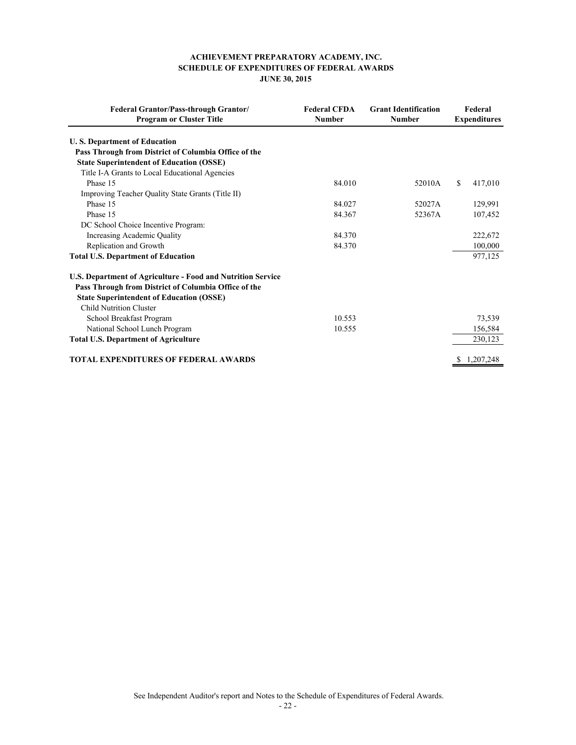**ACHIEVEMENT PREPARATORY ACADEMY, INC.**
**SCHEDULE OF EXPENDITURES OF FEDERAL AWARDS**
**JUNE 30, 2015**

| Federal Grantor/Pass-through Grantor/ Program or Cluster Title | Federal CFDA Number | Grant Identification Number | Federal Expenditures |
|---|---|---|---|
| **U. S. Department of Education** | | | |
| **Pass Through from District of Columbia Office of the State Superintendent of Education (OSSE)** | | | |
| Title I-A Grants to Local Educational Agencies | | | |
| Phase 15 | 84.010 | 52010A | $ 417,010 |
| Improving Teacher Quality State Grants (Title II) | | | |
| Phase 15 | 84.027 | 52027A | 129,991 |
| Phase 15 | 84.367 | 52367A | 107,452 |
| DC School Choice Incentive Program: | | | |
| Increasing Academic Quality | 84.370 | | 222,672 |
| Replication and Growth | 84.370 | | 100,000 |
| **Total U.S. Department of Education** | | | 977,125 |
| **U.S. Department of Agriculture - Food and Nutrition Service** | | | |
| **Pass Through from District of Columbia Office of the State Superintendent of Education (OSSE)** | | | |
| Child Nutrition Cluster | | | |
| School Breakfast Program | 10.553 | | 73,539 |
| National School Lunch Program | 10.555 | | 156,584 |
| **Total U.S. Department of Agriculture** | | | 230,123 |
| **TOTAL EXPENDITURES OF FEDERAL AWARDS** | | | $ 1,207,248 |

See Independent Auditor's report and Notes to the Schedule of Expenditures of Federal Awards.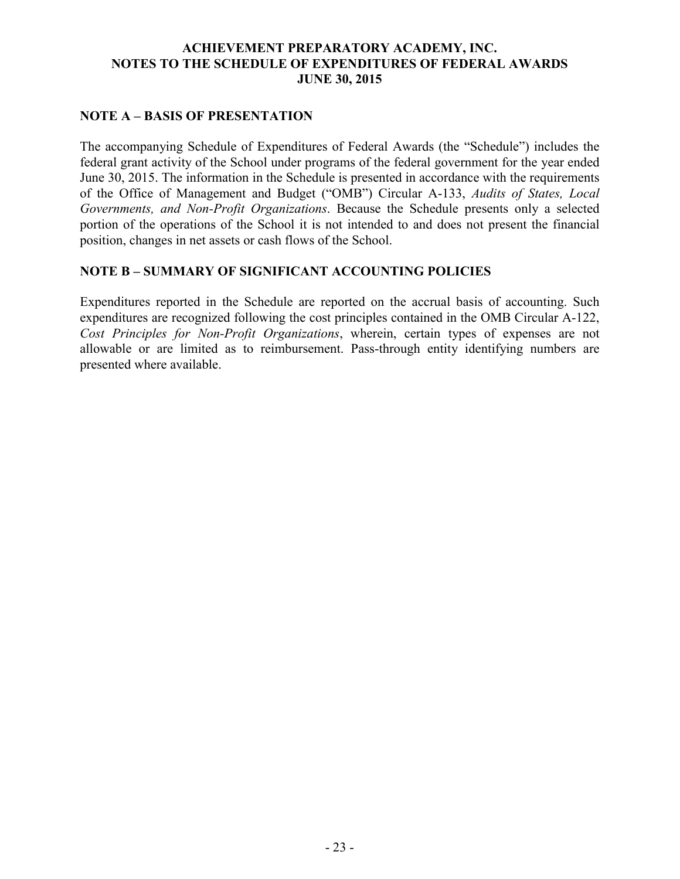# ACHIEVEMENT PREPARATORY ACADEMY, INC.
# NOTES TO THE SCHEDULE OF EXPENDITURES OF FEDERAL AWARDS
# JUNE 30, 2015

## NOTE A – BASIS OF PRESENTATION

The accompanying Schedule of Expenditures of Federal Awards (the "Schedule") includes the federal grant activity of the School under programs of the federal government for the year ended June 30, 2015. The information in the Schedule is presented in accordance with the requirements of the Office of Management and Budget ("OMB") Circular A-133, *Audits of States, Local Governments, and Non-Profit Organizations*. Because the Schedule presents only a selected portion of the operations of the School it is not intended to and does not present the financial position, changes in net assets or cash flows of the School.

## NOTE B – SUMMARY OF SIGNIFICANT ACCOUNTING POLICIES

Expenditures reported in the Schedule are reported on the accrual basis of accounting. Such expenditures are recognized following the cost principles contained in the OMB Circular A-122, *Cost Principles for Non-Profit Organizations*, wherein, certain types of expenses are not allowable or are limited as to reimbursement. Pass-through entity identifying numbers are presented where available.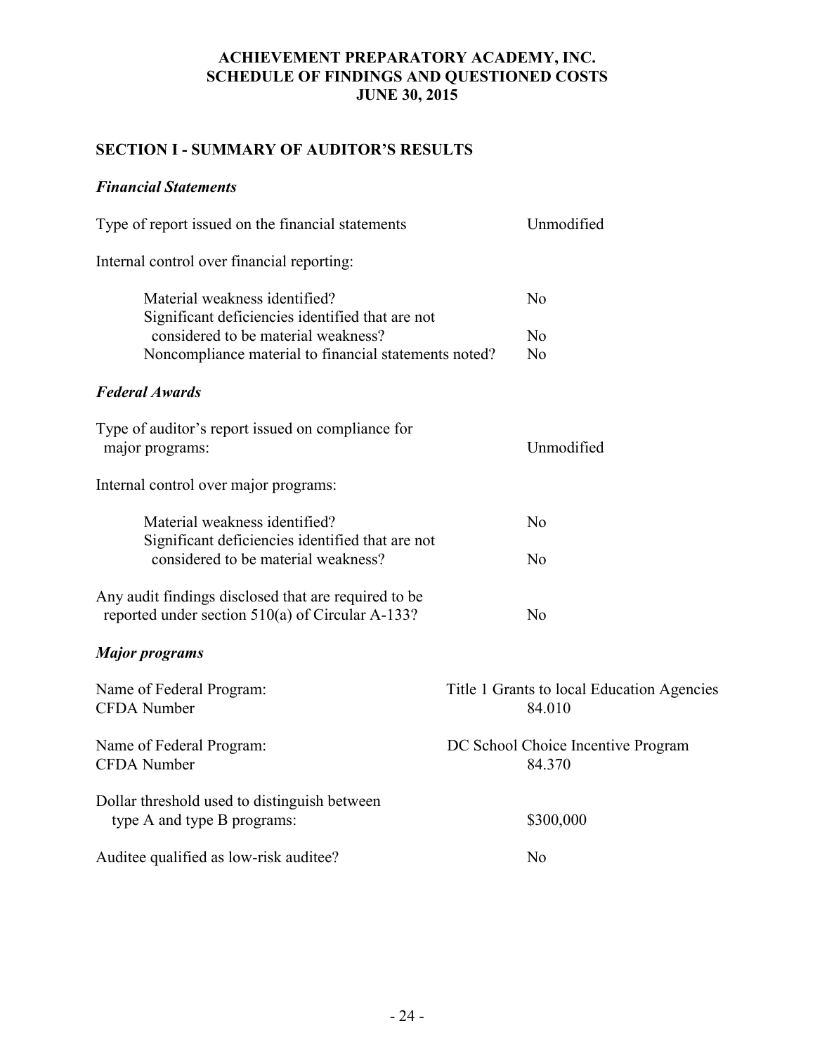# ACHIEVEMENT PREPARATORY ACADEMY, INC.
# SCHEDULE OF FINDINGS AND QUESTIONED COSTS
# JUNE 30, 2015

## SECTION I - SUMMARY OF AUDITOR'S RESULTS

### *Financial Statements*

| | |
|---|---|
| Type of report issued on the financial statements | Unmodified |
| Internal control over financial reporting: | |
| Material weakness identified? | No |
| Significant deficiencies identified that are not considered to be material weakness? | No |
| Noncompliance material to financial statements noted? | No |

### *Federal Awards*

| | |
|---|---|
| Type of auditor's report issued on compliance for major programs: | Unmodified |
| Internal control over major programs: | |
| Material weakness identified? | No |
| Significant deficiencies identified that are not considered to be material weakness? | No |
| Any audit findings disclosed that are required to be reported under section 510(a) of Circular A-133? | No |

### *Major programs*

| | |
|---|---|
| Name of Federal Program: | Title 1 Grants to local Education Agencies |
| CFDA Number | 84.010 |
| Name of Federal Program: | DC School Choice Incentive Program |
| CFDA Number | 84.370 |
| Dollar threshold used to distinguish between type A and type B programs: | \$300,000 |
| Auditee qualified as low-risk auditee? | No |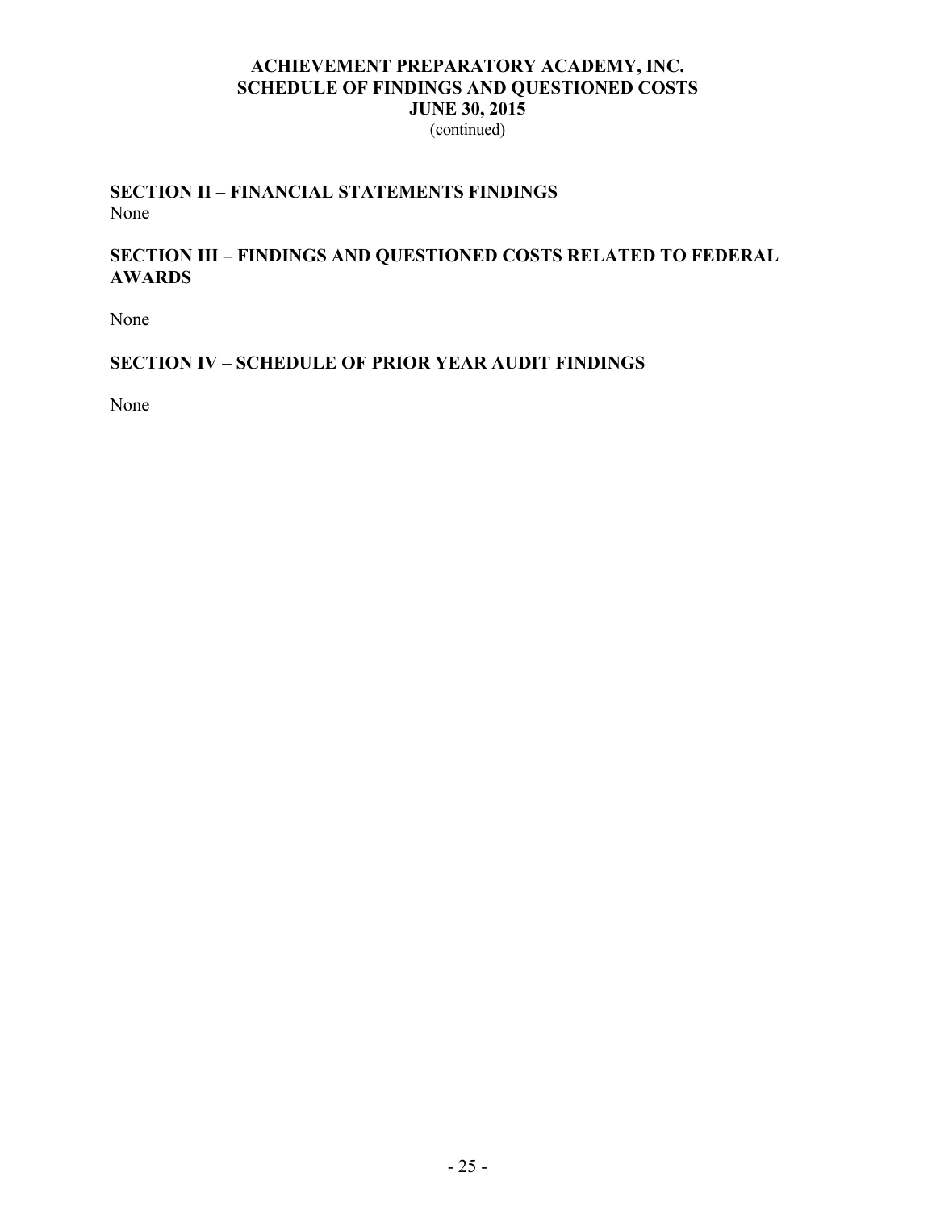**ACHIEVEMENT PREPARATORY ACADEMY, INC.**
**SCHEDULE OF FINDINGS AND QUESTIONED COSTS**
**JUNE 30, 2015**
(continued)

## SECTION II – FINANCIAL STATEMENTS FINDINGS

None

## SECTION III – FINDINGS AND QUESTIONED COSTS RELATED TO FEDERAL AWARDS

None

## SECTION IV – SCHEDULE OF PRIOR YEAR AUDIT FINDINGS

None